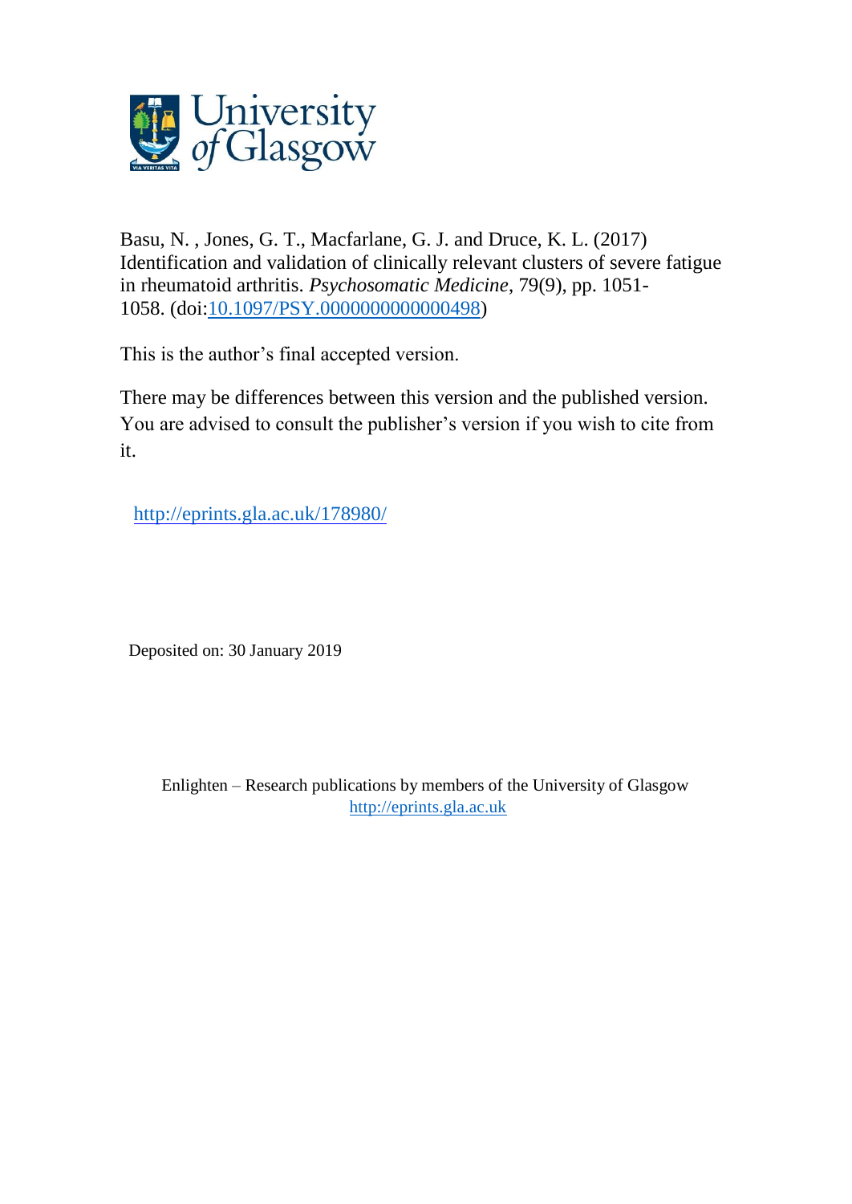University of Glasgow

Basu, N. , Jones, G. T., Macfarlane, G. J. and Druce, K. L. (2017) Identification and validation of clinically relevant clusters of severe fatigue in rheumatoid arthritis. *Psychosomatic Medicine*, 79(9), pp. 1051-1058. (doi:[10.1097/PSY.0000000000000498](https://doi.org/10.1097/PSY.0000000000000498))

This is the author's final accepted version.

There may be differences between this version and the published version. You are advised to consult the publisher's version if you wish to cite from it.

http://eprints.gla.ac.uk/178980/

Deposited on: 30 January 2019

Enlighten – Research publications by members of the University of Glasgow
http://eprints.gla.ac.uk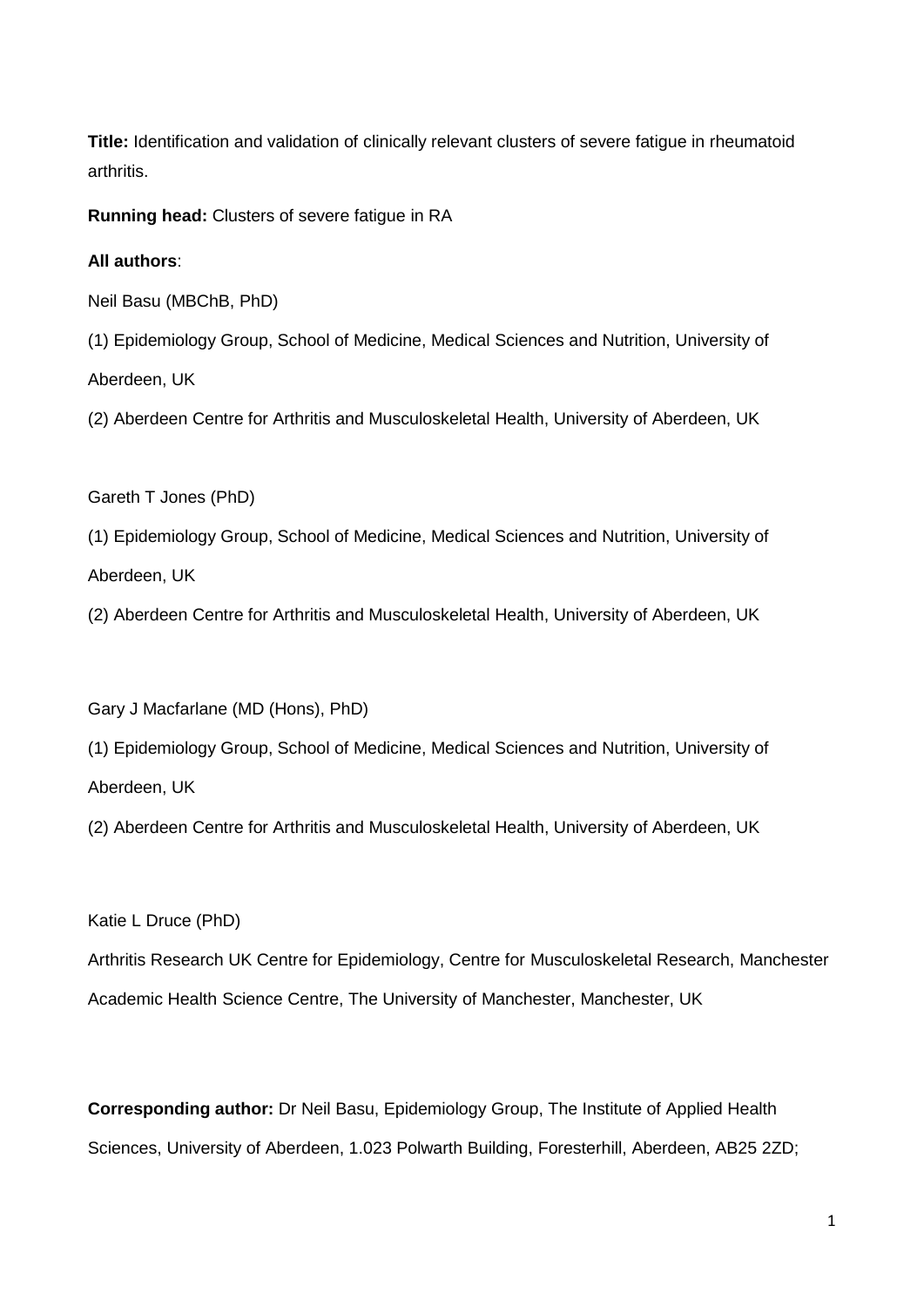**Title:** Identification and validation of clinically relevant clusters of severe fatigue in rheumatoid arthritis.

**Running head:** Clusters of severe fatigue in RA

**All authors**:

Neil Basu (MBChB, PhD)

(1) Epidemiology Group, School of Medicine, Medical Sciences and Nutrition, University of Aberdeen, UK

(2) Aberdeen Centre for Arthritis and Musculoskeletal Health, University of Aberdeen, UK

Gareth T Jones (PhD)

(1) Epidemiology Group, School of Medicine, Medical Sciences and Nutrition, University of Aberdeen, UK

(2) Aberdeen Centre for Arthritis and Musculoskeletal Health, University of Aberdeen, UK

Gary J Macfarlane (MD (Hons), PhD)

(1) Epidemiology Group, School of Medicine, Medical Sciences and Nutrition, University of Aberdeen, UK

(2) Aberdeen Centre for Arthritis and Musculoskeletal Health, University of Aberdeen, UK

Katie L Druce (PhD)

Arthritis Research UK Centre for Epidemiology, Centre for Musculoskeletal Research, Manchester Academic Health Science Centre, The University of Manchester, Manchester, UK

**Corresponding author:** Dr Neil Basu, Epidemiology Group, The Institute of Applied Health Sciences, University of Aberdeen, 1.023 Polwarth Building, Foresterhill, Aberdeen, AB25 2ZD;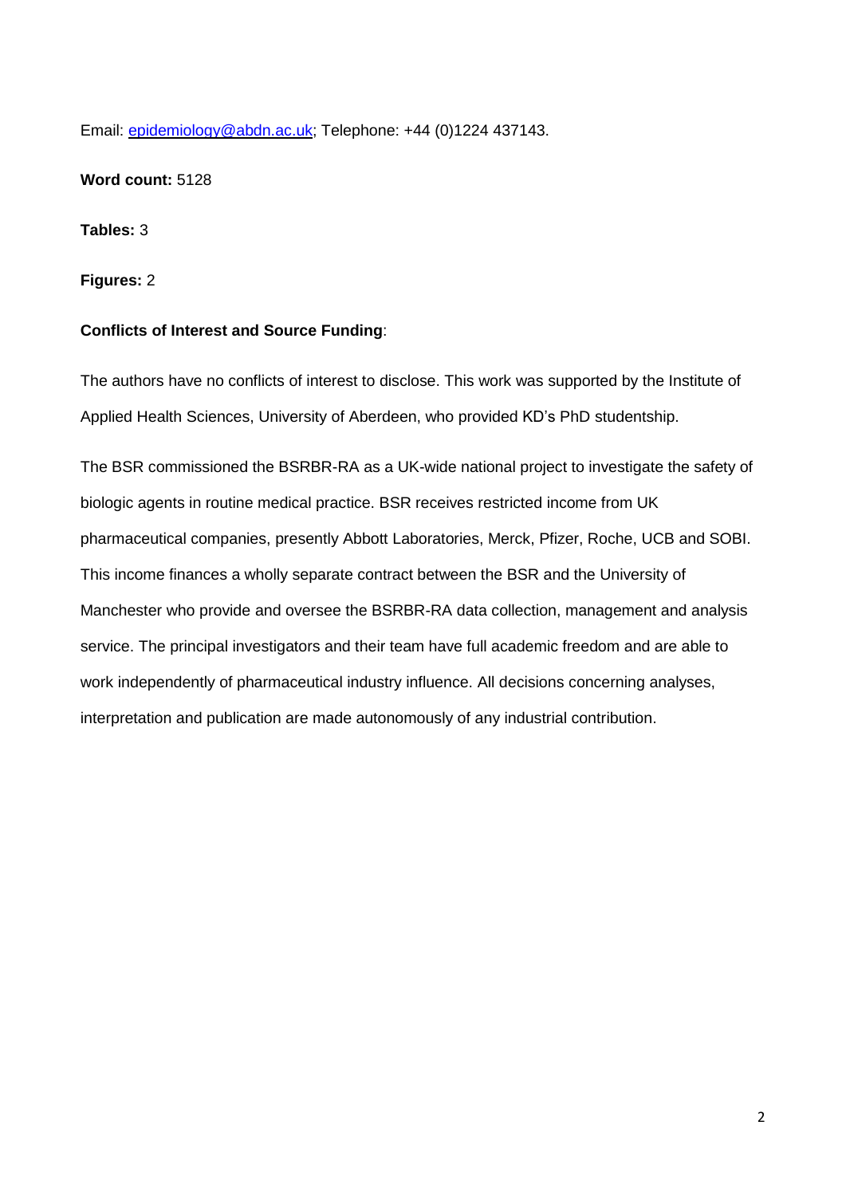Email: [epidemiology@abdn.ac.uk](mailto:epidemiology@abdn.ac.uk); Telephone: +44 (0)1224 437143.

**Word count:** 5128

**Tables:** 3

**Figures:** 2

**Conflicts of Interest and Source Funding**:

The authors have no conflicts of interest to disclose. This work was supported by the Institute of Applied Health Sciences, University of Aberdeen, who provided KD's PhD studentship.

The BSR commissioned the BSRBR-RA as a UK-wide national project to investigate the safety of biologic agents in routine medical practice. BSR receives restricted income from UK pharmaceutical companies, presently Abbott Laboratories, Merck, Pfizer, Roche, UCB and SOBI. This income finances a wholly separate contract between the BSR and the University of Manchester who provide and oversee the BSRBR-RA data collection, management and analysis service. The principal investigators and their team have full academic freedom and are able to work independently of pharmaceutical industry influence. All decisions concerning analyses, interpretation and publication are made autonomously of any industrial contribution.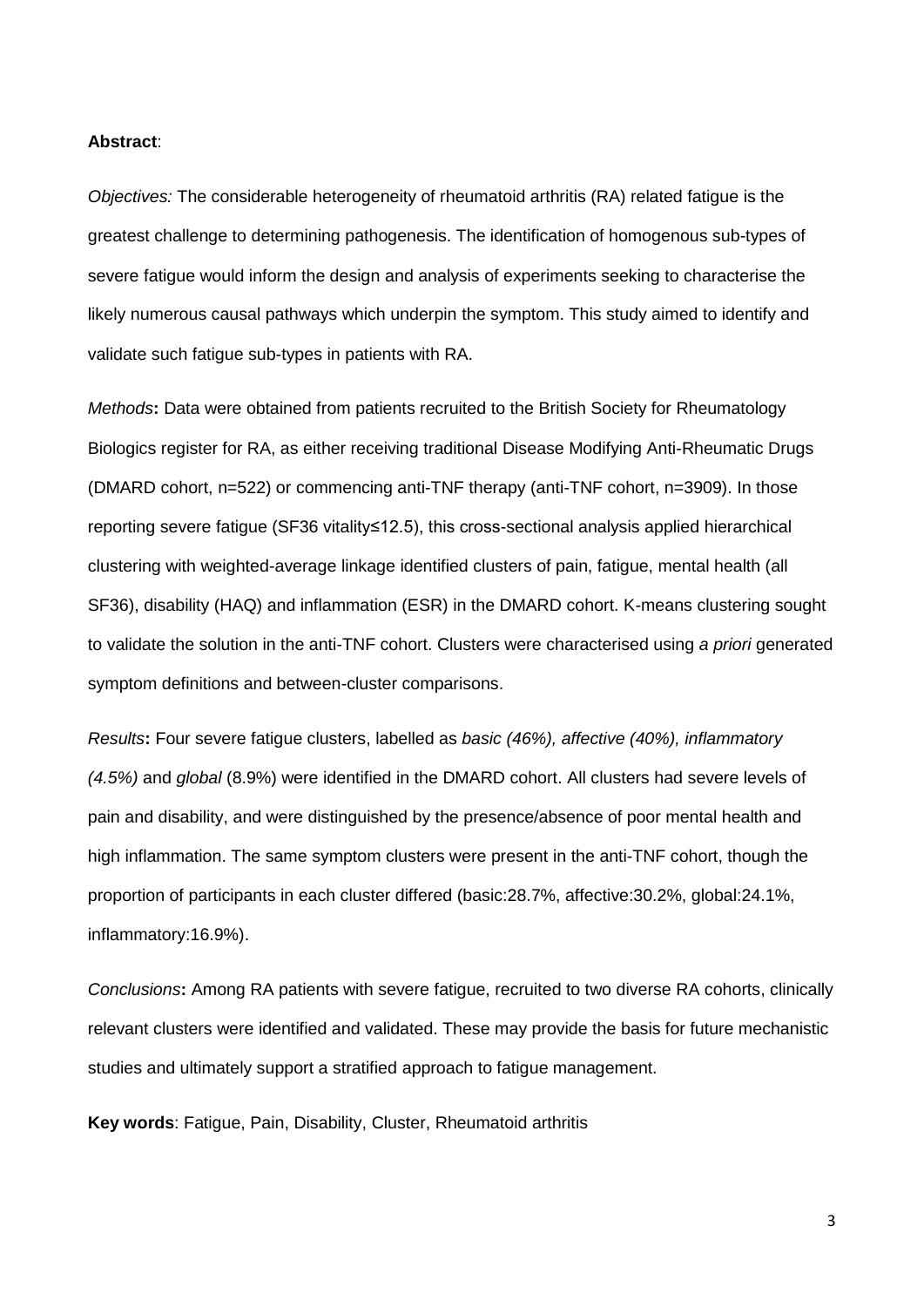**Abstract**:

*Objectives:* The considerable heterogeneity of rheumatoid arthritis (RA) related fatigue is the greatest challenge to determining pathogenesis. The identification of homogenous sub-types of severe fatigue would inform the design and analysis of experiments seeking to characterise the likely numerous causal pathways which underpin the symptom. This study aimed to identify and validate such fatigue sub-types in patients with RA.

*Methods***:** Data were obtained from patients recruited to the British Society for Rheumatology Biologics register for RA, as either receiving traditional Disease Modifying Anti-Rheumatic Drugs (DMARD cohort, n=522) or commencing anti-TNF therapy (anti-TNF cohort, n=3909). In those reporting severe fatigue (SF36 vitality≤12.5), this cross-sectional analysis applied hierarchical clustering with weighted-average linkage identified clusters of pain, fatigue, mental health (all SF36), disability (HAQ) and inflammation (ESR) in the DMARD cohort. K-means clustering sought to validate the solution in the anti-TNF cohort. Clusters were characterised using *a priori* generated symptom definitions and between-cluster comparisons.

*Results***:** Four severe fatigue clusters, labelled as *basic (46%), affective (40%), inflammatory (4.5%)* and *global* (8.9%) were identified in the DMARD cohort. All clusters had severe levels of pain and disability, and were distinguished by the presence/absence of poor mental health and high inflammation. The same symptom clusters were present in the anti-TNF cohort, though the proportion of participants in each cluster differed (basic:28.7%, affective:30.2%, global:24.1%, inflammatory:16.9%).

*Conclusions***:** Among RA patients with severe fatigue, recruited to two diverse RA cohorts, clinically relevant clusters were identified and validated. These may provide the basis for future mechanistic studies and ultimately support a stratified approach to fatigue management.

**Key words**: Fatigue, Pain, Disability, Cluster, Rheumatoid arthritis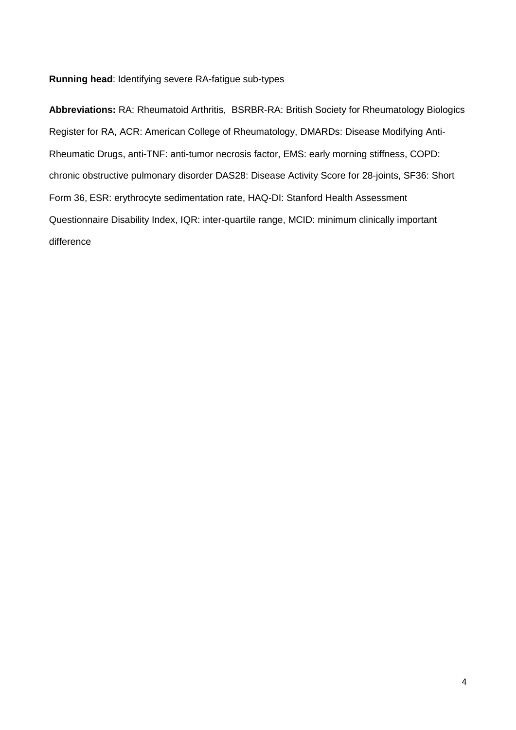**Running head**: Identifying severe RA-fatigue sub-types

**Abbreviations:** RA: Rheumatoid Arthritis, BSRBR-RA: British Society for Rheumatology Biologics Register for RA, ACR: American College of Rheumatology, DMARDs: Disease Modifying Anti-Rheumatic Drugs, anti-TNF: anti-tumor necrosis factor, EMS: early morning stiffness, COPD: chronic obstructive pulmonary disorder DAS28: Disease Activity Score for 28-joints, SF36: Short Form 36, ESR: erythrocyte sedimentation rate, HAQ-DI: Stanford Health Assessment Questionnaire Disability Index, IQR: inter-quartile range, MCID: minimum clinically important difference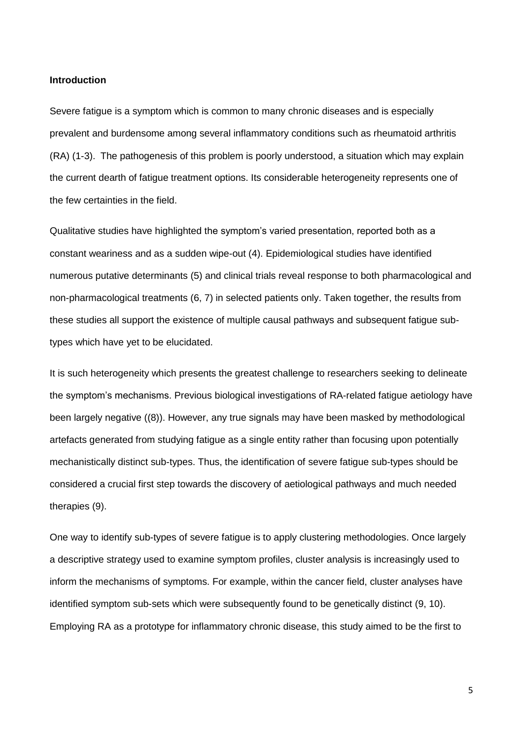**Introduction**

Severe fatigue is a symptom which is common to many chronic diseases and is especially prevalent and burdensome among several inflammatory conditions such as rheumatoid arthritis (RA) (1-3). The pathogenesis of this problem is poorly understood, a situation which may explain the current dearth of fatigue treatment options. Its considerable heterogeneity represents one of the few certainties in the field.

Qualitative studies have highlighted the symptom's varied presentation, reported both as a constant weariness and as a sudden wipe-out (4). Epidemiological studies have identified numerous putative determinants (5) and clinical trials reveal response to both pharmacological and non-pharmacological treatments (6, 7) in selected patients only. Taken together, the results from these studies all support the existence of multiple causal pathways and subsequent fatigue sub-types which have yet to be elucidated.

It is such heterogeneity which presents the greatest challenge to researchers seeking to delineate the symptom's mechanisms. Previous biological investigations of RA-related fatigue aetiology have been largely negative ((8)). However, any true signals may have been masked by methodological artefacts generated from studying fatigue as a single entity rather than focusing upon potentially mechanistically distinct sub-types. Thus, the identification of severe fatigue sub-types should be considered a crucial first step towards the discovery of aetiological pathways and much needed therapies (9).

One way to identify sub-types of severe fatigue is to apply clustering methodologies. Once largely a descriptive strategy used to examine symptom profiles, cluster analysis is increasingly used to inform the mechanisms of symptoms. For example, within the cancer field, cluster analyses have identified symptom sub-sets which were subsequently found to be genetically distinct (9, 10). Employing RA as a prototype for inflammatory chronic disease, this study aimed to be the first to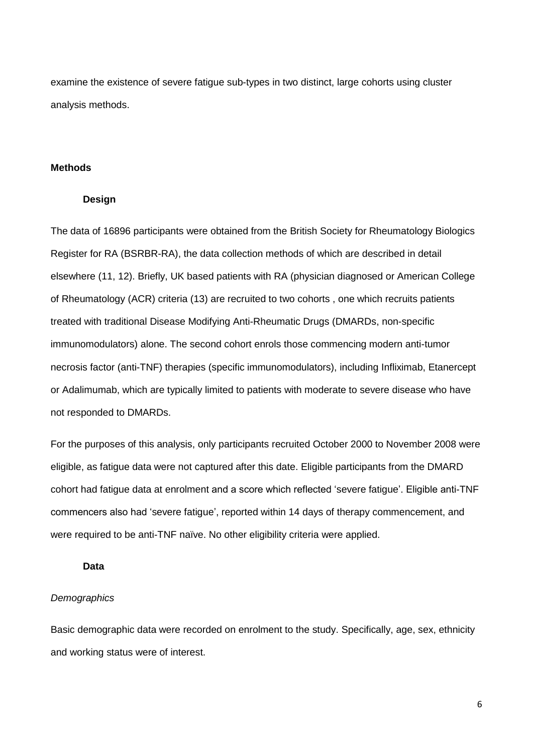examine the existence of severe fatigue sub-types in two distinct, large cohorts using cluster analysis methods.

## Methods

### Design

The data of 16896 participants were obtained from the British Society for Rheumatology Biologics Register for RA (BSRBR-RA), the data collection methods of which are described in detail elsewhere (11, 12). Briefly, UK based patients with RA (physician diagnosed or American College of Rheumatology (ACR) criteria (13) are recruited to two cohorts , one which recruits patients treated with traditional Disease Modifying Anti-Rheumatic Drugs (DMARDs, non-specific immunomodulators) alone. The second cohort enrols those commencing modern anti-tumor necrosis factor (anti-TNF) therapies (specific immunomodulators), including Infliximab, Etanercept or Adalimumab, which are typically limited to patients with moderate to severe disease who have not responded to DMARDs.

For the purposes of this analysis, only participants recruited October 2000 to November 2008 were eligible, as fatigue data were not captured after this date. Eligible participants from the DMARD cohort had fatigue data at enrolment and a score which reflected 'severe fatigue'. Eligible anti-TNF commencers also had 'severe fatigue', reported within 14 days of therapy commencement, and were required to be anti-TNF naïve. No other eligibility criteria were applied.

### Data

*Demographics*

Basic demographic data were recorded on enrolment to the study. Specifically, age, sex, ethnicity and working status were of interest.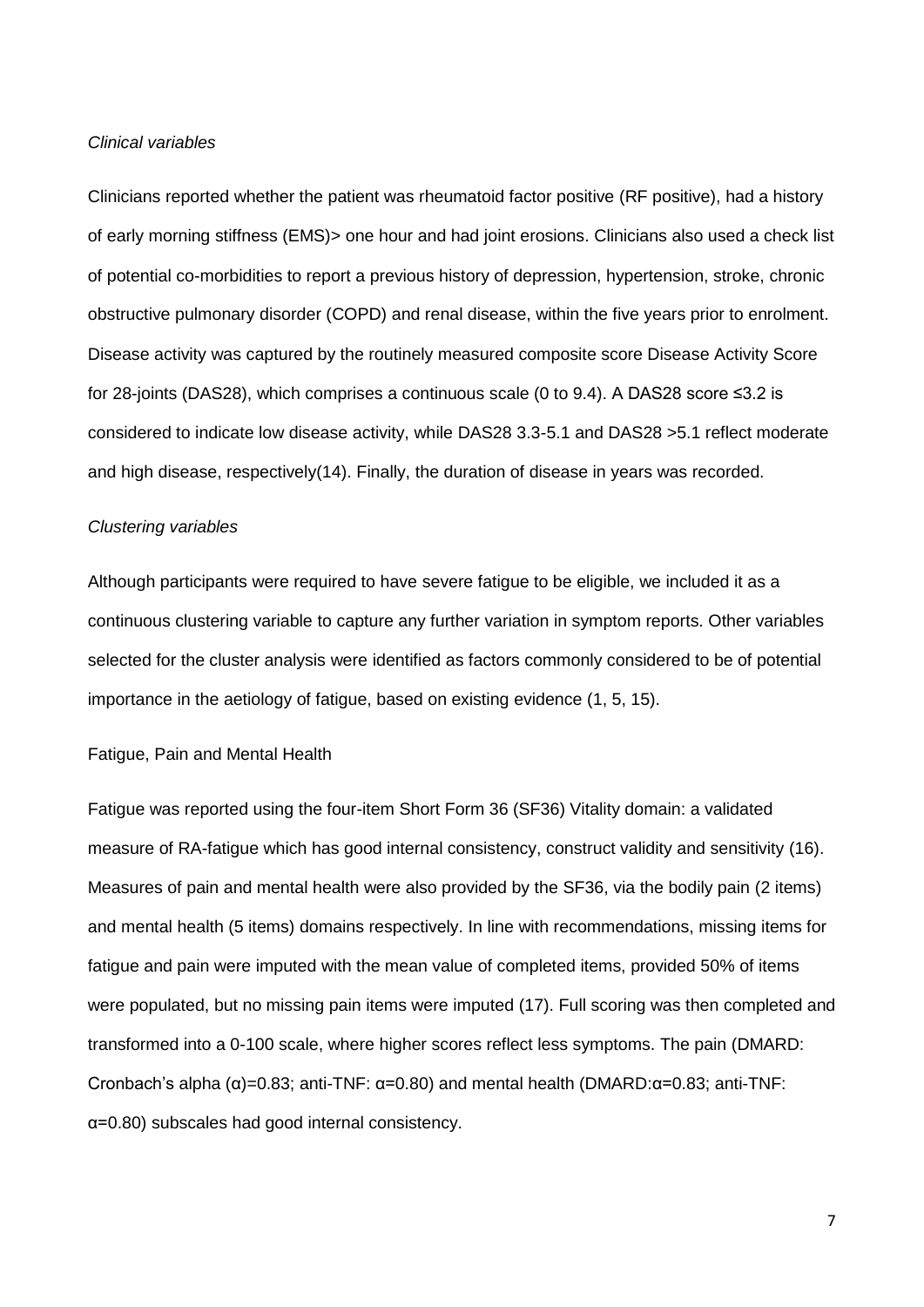*Clinical variables*

Clinicians reported whether the patient was rheumatoid factor positive (RF positive), had a history of early morning stiffness (EMS)> one hour and had joint erosions. Clinicians also used a check list of potential co-morbidities to report a previous history of depression, hypertension, stroke, chronic obstructive pulmonary disorder (COPD) and renal disease, within the five years prior to enrolment. Disease activity was captured by the routinely measured composite score Disease Activity Score for 28-joints (DAS28), which comprises a continuous scale (0 to 9.4). A DAS28 score ≤3.2 is considered to indicate low disease activity, while DAS28 3.3-5.1 and DAS28 >5.1 reflect moderate and high disease, respectively(14). Finally, the duration of disease in years was recorded.

*Clustering variables*

Although participants were required to have severe fatigue to be eligible, we included it as a continuous clustering variable to capture any further variation in symptom reports. Other variables selected for the cluster analysis were identified as factors commonly considered to be of potential importance in the aetiology of fatigue, based on existing evidence (1, 5, 15).

Fatigue, Pain and Mental Health

Fatigue was reported using the four-item Short Form 36 (SF36) Vitality domain: a validated measure of RA-fatigue which has good internal consistency, construct validity and sensitivity (16). Measures of pain and mental health were also provided by the SF36, via the bodily pain (2 items) and mental health (5 items) domains respectively. In line with recommendations, missing items for fatigue and pain were imputed with the mean value of completed items, provided 50% of items were populated, but no missing pain items were imputed (17). Full scoring was then completed and transformed into a 0-100 scale, where higher scores reflect less symptoms. The pain (DMARD: Cronbach's alpha (α)=0.83; anti-TNF: α=0.80) and mental health (DMARD:α=0.83; anti-TNF: α=0.80) subscales had good internal consistency.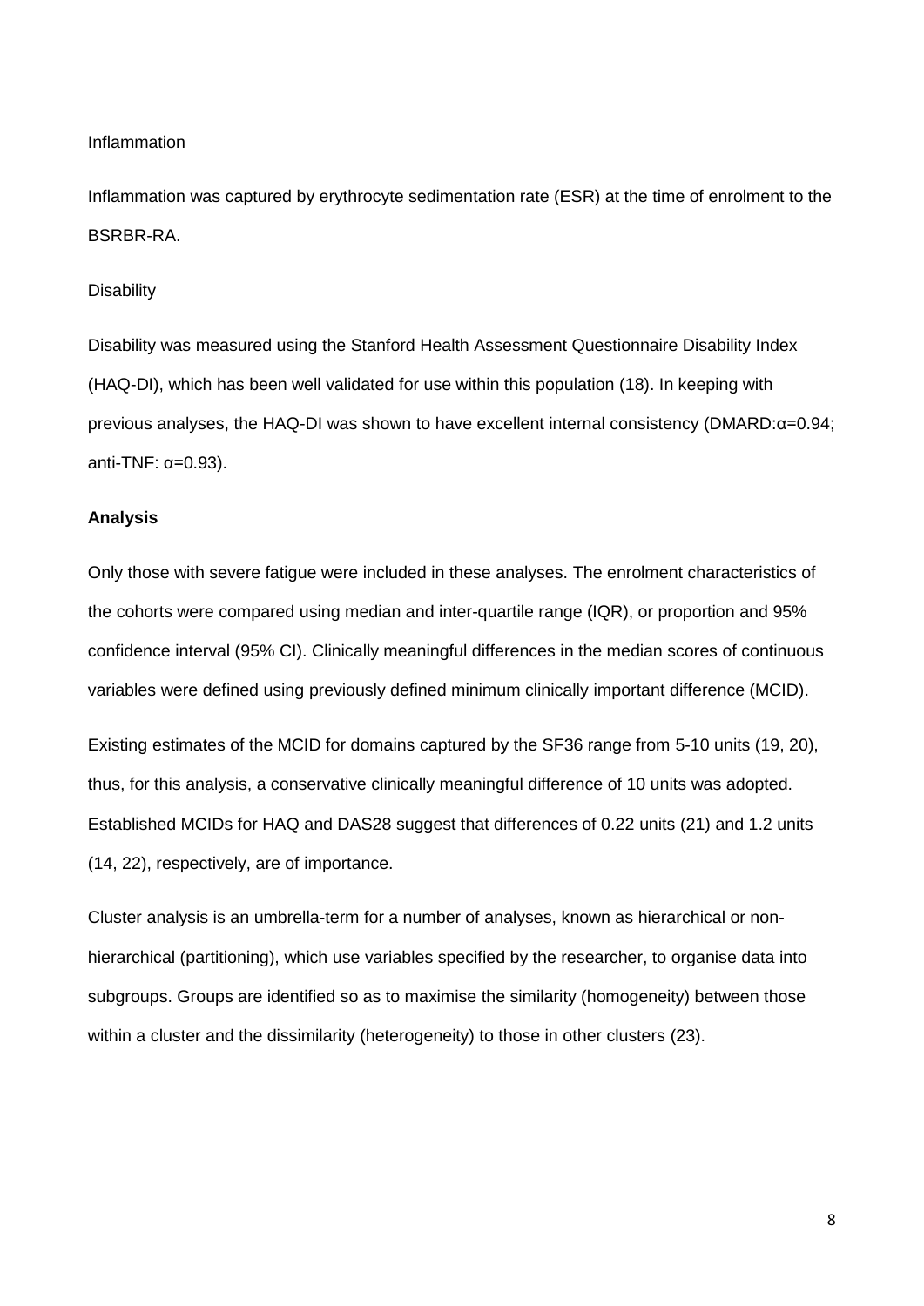Inflammation

Inflammation was captured by erythrocyte sedimentation rate (ESR) at the time of enrolment to the BSRBR-RA.

Disability

Disability was measured using the Stanford Health Assessment Questionnaire Disability Index (HAQ-DI), which has been well validated for use within this population (18). In keeping with previous analyses, the HAQ-DI was shown to have excellent internal consistency (DMARD:$\alpha$=0.94; anti-TNF: $\alpha$=0.93).

**Analysis**

Only those with severe fatigue were included in these analyses. The enrolment characteristics of the cohorts were compared using median and inter-quartile range (IQR), or proportion and 95% confidence interval (95% CI). Clinically meaningful differences in the median scores of continuous variables were defined using previously defined minimum clinically important difference (MCID).

Existing estimates of the MCID for domains captured by the SF36 range from 5-10 units (19, 20), thus, for this analysis, a conservative clinically meaningful difference of 10 units was adopted. Established MCIDs for HAQ and DAS28 suggest that differences of 0.22 units (21) and 1.2 units (14, 22), respectively, are of importance.

Cluster analysis is an umbrella-term for a number of analyses, known as hierarchical or non-hierarchical (partitioning), which use variables specified by the researcher, to organise data into subgroups. Groups are identified so as to maximise the similarity (homogeneity) between those within a cluster and the dissimilarity (heterogeneity) to those in other clusters (23).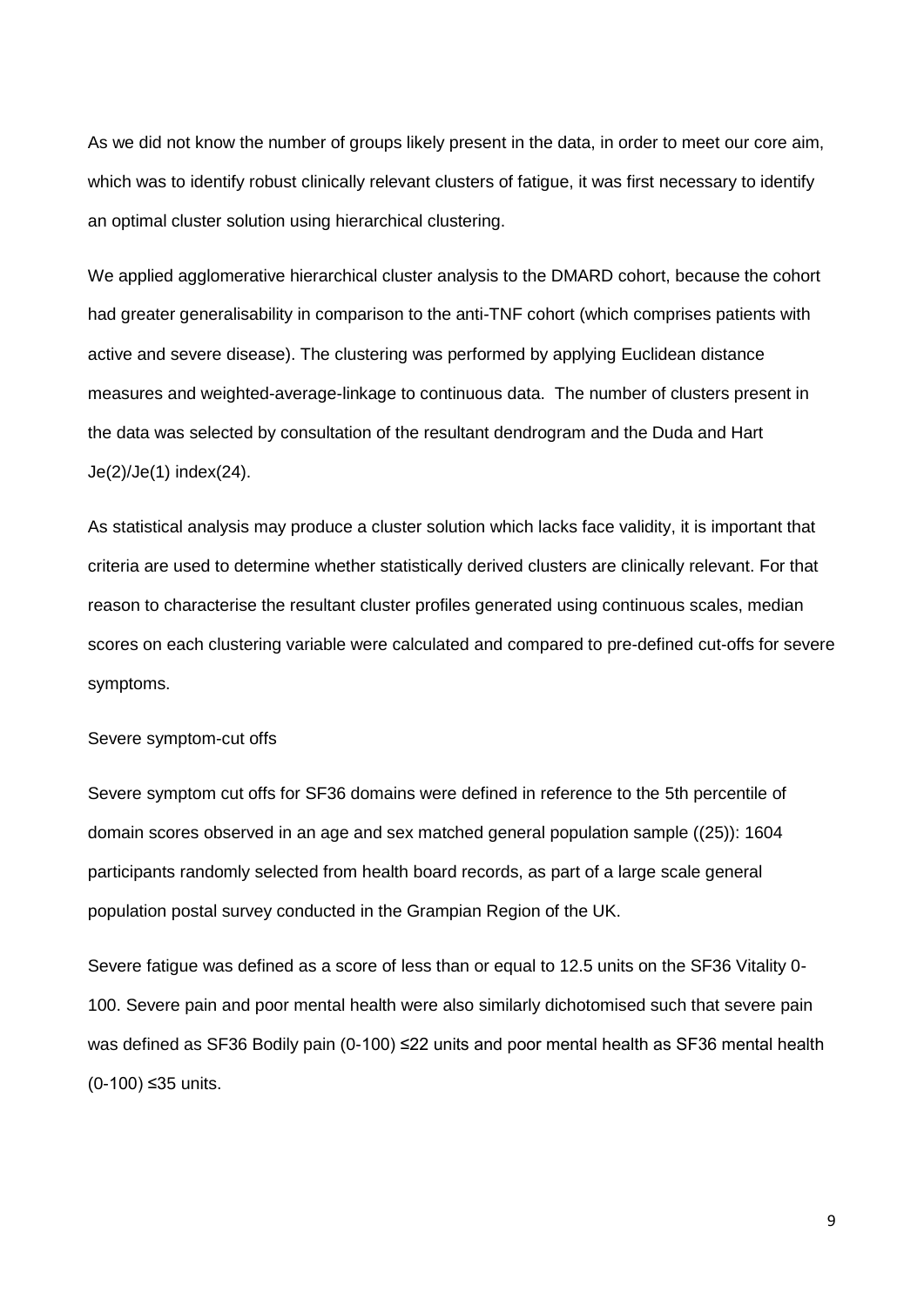As we did not know the number of groups likely present in the data, in order to meet our core aim, which was to identify robust clinically relevant clusters of fatigue, it was first necessary to identify an optimal cluster solution using hierarchical clustering.

We applied agglomerative hierarchical cluster analysis to the DMARD cohort, because the cohort had greater generalisability in comparison to the anti-TNF cohort (which comprises patients with active and severe disease). The clustering was performed by applying Euclidean distance measures and weighted-average-linkage to continuous data. The number of clusters present in the data was selected by consultation of the resultant dendrogram and the Duda and Hart Je(2)/Je(1) index(24).

As statistical analysis may produce a cluster solution which lacks face validity, it is important that criteria are used to determine whether statistically derived clusters are clinically relevant. For that reason to characterise the resultant cluster profiles generated using continuous scales, median scores on each clustering variable were calculated and compared to pre-defined cut-offs for severe symptoms.

Severe symptom-cut offs

Severe symptom cut offs for SF36 domains were defined in reference to the 5th percentile of domain scores observed in an age and sex matched general population sample ((25)): 1604 participants randomly selected from health board records, as part of a large scale general population postal survey conducted in the Grampian Region of the UK.

Severe fatigue was defined as a score of less than or equal to 12.5 units on the SF36 Vitality 0-100. Severe pain and poor mental health were also similarly dichotomised such that severe pain was defined as SF36 Bodily pain (0-100) ≤22 units and poor mental health as SF36 mental health (0-100) ≤35 units.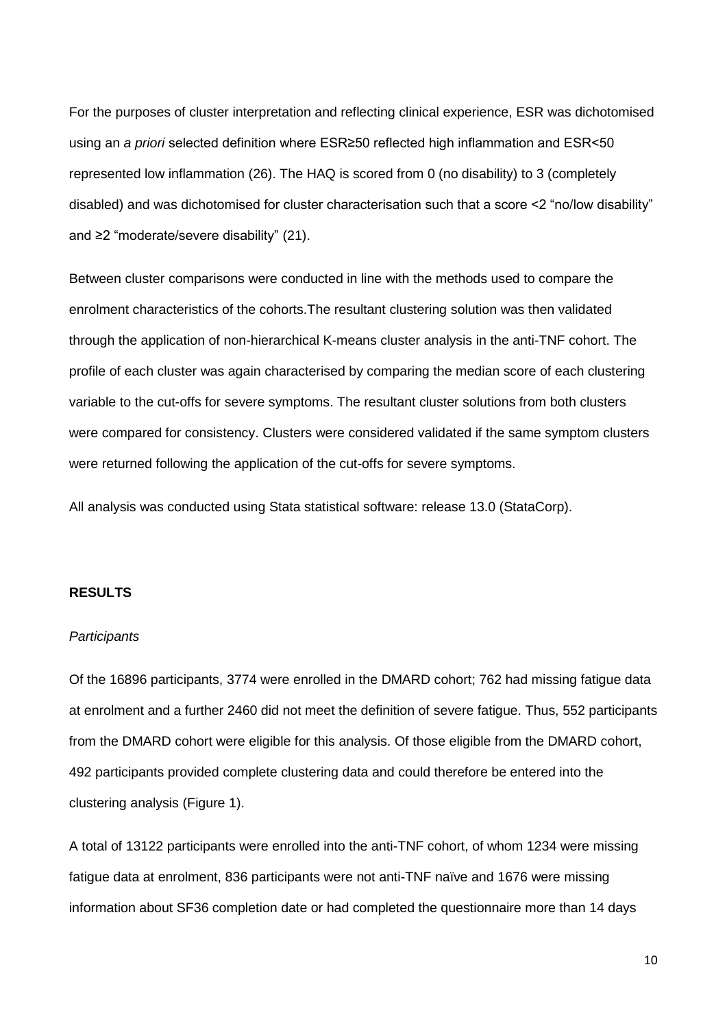For the purposes of cluster interpretation and reflecting clinical experience, ESR was dichotomised using an *a priori* selected definition where ESR≥50 reflected high inflammation and ESR<50 represented low inflammation (26). The HAQ is scored from 0 (no disability) to 3 (completely disabled) and was dichotomised for cluster characterisation such that a score <2 "no/low disability" and ≥2 "moderate/severe disability" (21).

Between cluster comparisons were conducted in line with the methods used to compare the enrolment characteristics of the cohorts.The resultant clustering solution was then validated through the application of non-hierarchical K-means cluster analysis in the anti-TNF cohort. The profile of each cluster was again characterised by comparing the median score of each clustering variable to the cut-offs for severe symptoms. The resultant cluster solutions from both clusters were compared for consistency. Clusters were considered validated if the same symptom clusters were returned following the application of the cut-offs for severe symptoms.

All analysis was conducted using Stata statistical software: release 13.0 (StataCorp).

## RESULTS

### *Participants*

Of the 16896 participants, 3774 were enrolled in the DMARD cohort; 762 had missing fatigue data at enrolment and a further 2460 did not meet the definition of severe fatigue. Thus, 552 participants from the DMARD cohort were eligible for this analysis. Of those eligible from the DMARD cohort, 492 participants provided complete clustering data and could therefore be entered into the clustering analysis (Figure 1).

A total of 13122 participants were enrolled into the anti-TNF cohort, of whom 1234 were missing fatigue data at enrolment, 836 participants were not anti-TNF naïve and 1676 were missing information about SF36 completion date or had completed the questionnaire more than 14 days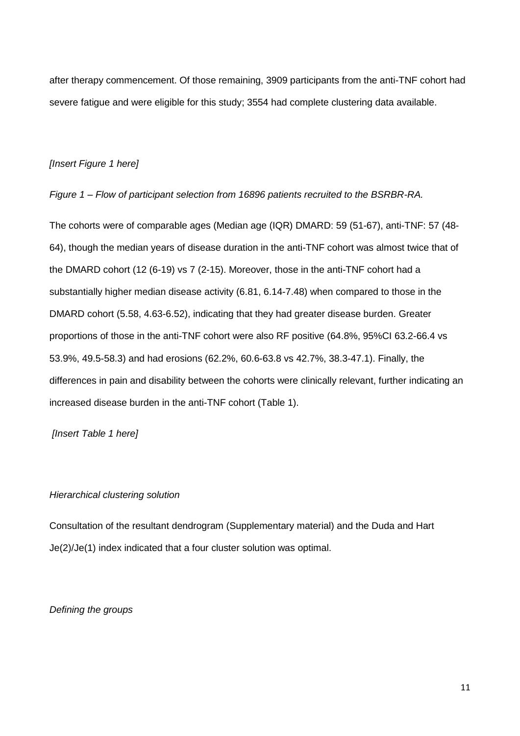after therapy commencement. Of those remaining, 3909 participants from the anti-TNF cohort had severe fatigue and were eligible for this study; 3554 had complete clustering data available.

*[Insert Figure 1 here]*

*Figure 1 – Flow of participant selection from 16896 patients recruited to the BSRBR-RA.*

The cohorts were of comparable ages (Median age (IQR) DMARD: 59 (51-67), anti-TNF: 57 (48-64), though the median years of disease duration in the anti-TNF cohort was almost twice that of the DMARD cohort (12 (6-19) vs 7 (2-15). Moreover, those in the anti-TNF cohort had a substantially higher median disease activity (6.81, 6.14-7.48) when compared to those in the DMARD cohort (5.58, 4.63-6.52), indicating that they had greater disease burden. Greater proportions of those in the anti-TNF cohort were also RF positive (64.8%, 95%CI 63.2-66.4 vs 53.9%, 49.5-58.3) and had erosions (62.2%, 60.6-63.8 vs 42.7%, 38.3-47.1). Finally, the differences in pain and disability between the cohorts were clinically relevant, further indicating an increased disease burden in the anti-TNF cohort (Table 1).

*[Insert Table 1 here]*

*Hierarchical clustering solution*

Consultation of the resultant dendrogram (Supplementary material) and the Duda and Hart Je(2)/Je(1) index indicated that a four cluster solution was optimal.

*Defining the groups*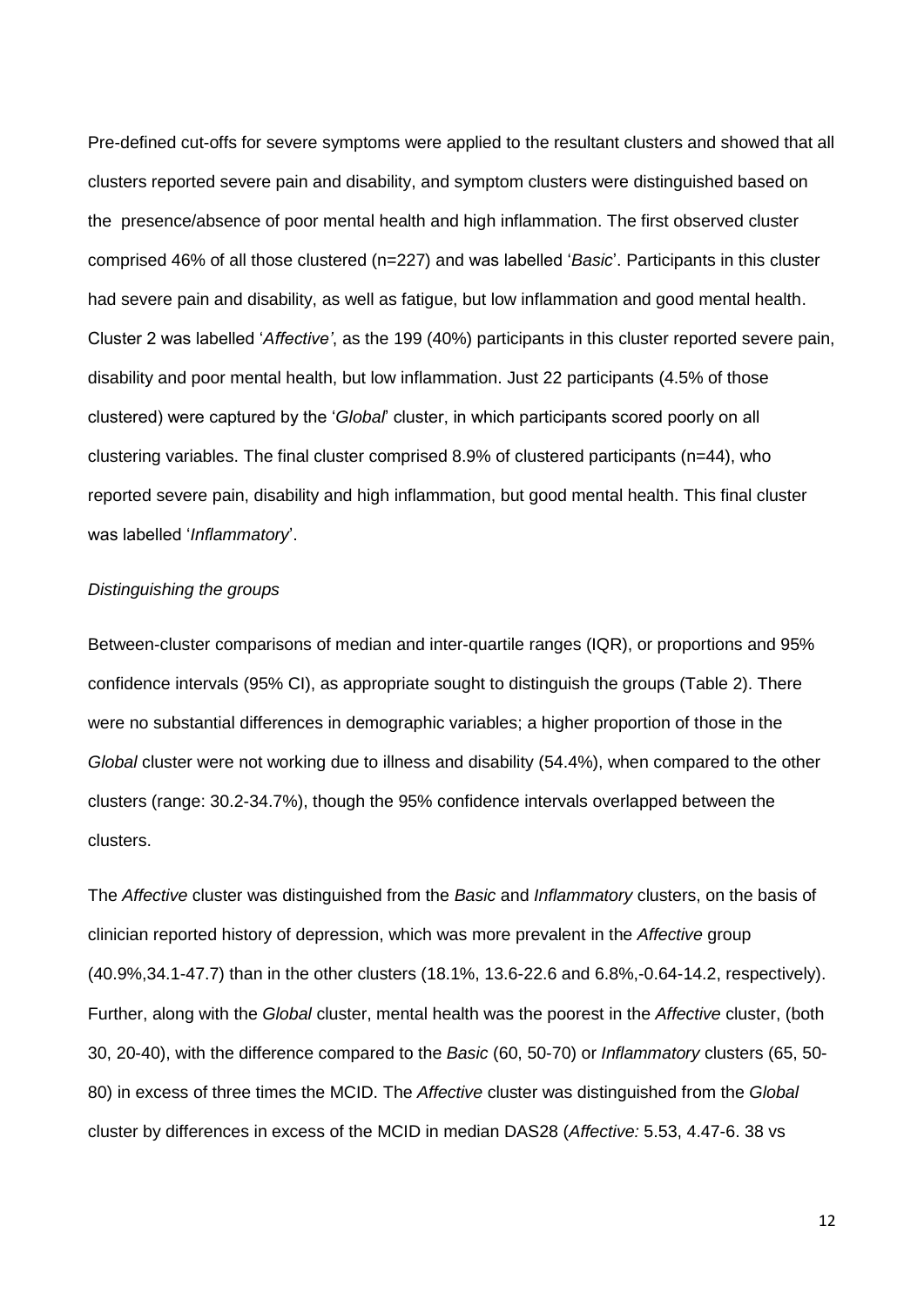Pre-defined cut-offs for severe symptoms were applied to the resultant clusters and showed that all clusters reported severe pain and disability, and symptom clusters were distinguished based on the presence/absence of poor mental health and high inflammation. The first observed cluster comprised 46% of all those clustered (n=227) and was labelled '*Basic*'. Participants in this cluster had severe pain and disability, as well as fatigue, but low inflammation and good mental health. Cluster 2 was labelled '*Affective'*, as the 199 (40%) participants in this cluster reported severe pain, disability and poor mental health, but low inflammation. Just 22 participants (4.5% of those clustered) were captured by the '*Global*' cluster, in which participants scored poorly on all clustering variables. The final cluster comprised 8.9% of clustered participants (n=44), who reported severe pain, disability and high inflammation, but good mental health. This final cluster was labelled '*Inflammatory*'.

*Distinguishing the groups*

Between-cluster comparisons of median and inter-quartile ranges (IQR), or proportions and 95% confidence intervals (95% CI), as appropriate sought to distinguish the groups (Table 2). There were no substantial differences in demographic variables; a higher proportion of those in the *Global* cluster were not working due to illness and disability (54.4%), when compared to the other clusters (range: 30.2-34.7%), though the 95% confidence intervals overlapped between the clusters.

The *Affective* cluster was distinguished from the *Basic* and *Inflammatory* clusters, on the basis of clinician reported history of depression, which was more prevalent in the *Affective* group (40.9%,34.1-47.7) than in the other clusters (18.1%, 13.6-22.6 and 6.8%,-0.64-14.2, respectively). Further, along with the *Global* cluster, mental health was the poorest in the *Affective* cluster, (both 30, 20-40), with the difference compared to the *Basic* (60, 50-70) or *Inflammatory* clusters (65, 50-80) in excess of three times the MCID. The *Affective* cluster was distinguished from the *Global* cluster by differences in excess of the MCID in median DAS28 (*Affective:* 5.53, 4.47-6. 38 vs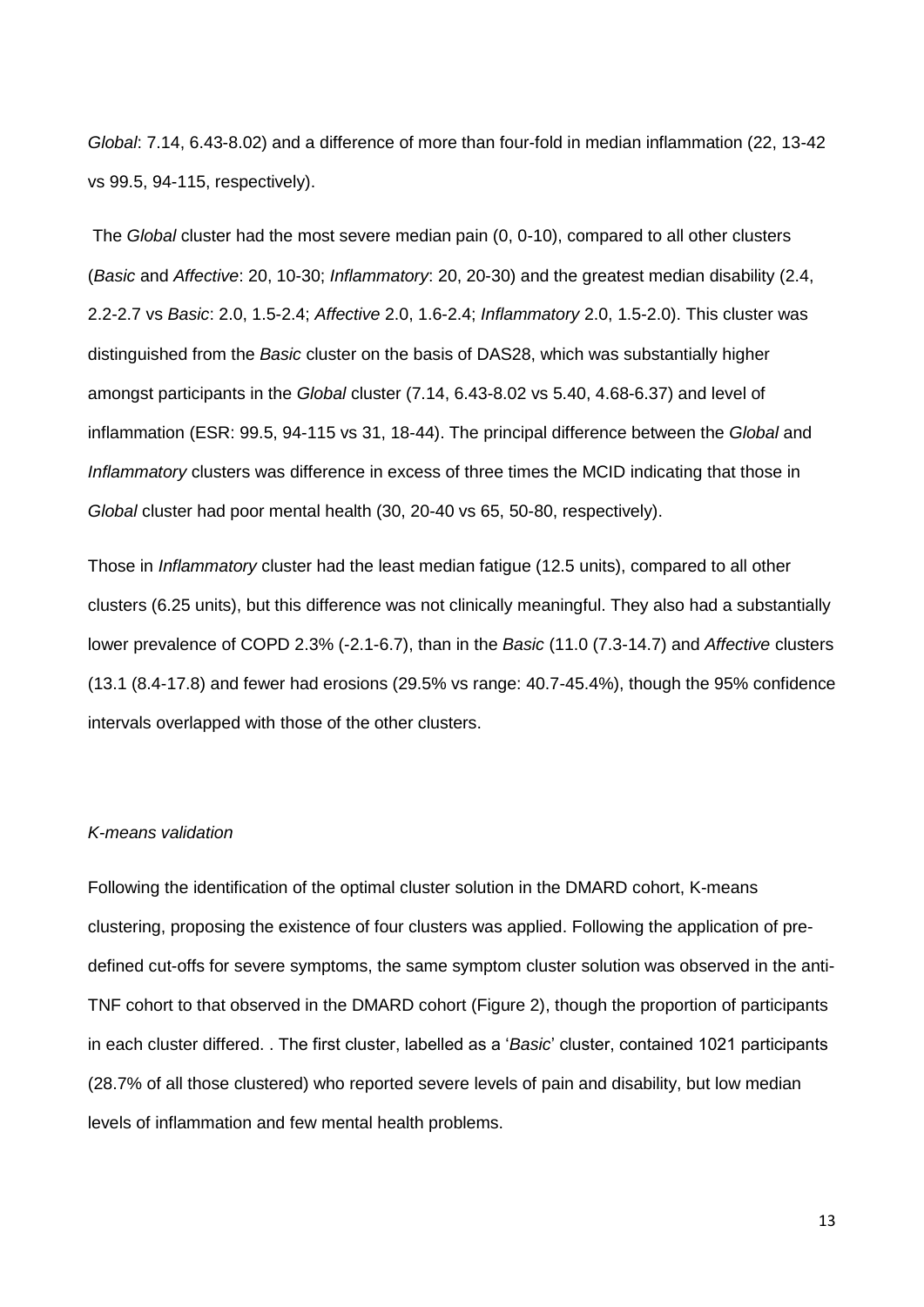*Global*: 7.14, 6.43-8.02) and a difference of more than four-fold in median inflammation (22, 13-42 vs 99.5, 94-115, respectively).

The *Global* cluster had the most severe median pain (0, 0-10), compared to all other clusters (*Basic* and *Affective*: 20, 10-30; *Inflammatory*: 20, 20-30) and the greatest median disability (2.4, 2.2-2.7 vs *Basic*: 2.0, 1.5-2.4; *Affective* 2.0, 1.6-2.4; *Inflammatory* 2.0, 1.5-2.0). This cluster was distinguished from the *Basic* cluster on the basis of DAS28, which was substantially higher amongst participants in the *Global* cluster (7.14, 6.43-8.02 vs 5.40, 4.68-6.37) and level of inflammation (ESR: 99.5, 94-115 vs 31, 18-44). The principal difference between the *Global* and *Inflammatory* clusters was difference in excess of three times the MCID indicating that those in *Global* cluster had poor mental health (30, 20-40 vs 65, 50-80, respectively).

Those in *Inflammatory* cluster had the least median fatigue (12.5 units), compared to all other clusters (6.25 units), but this difference was not clinically meaningful. They also had a substantially lower prevalence of COPD 2.3% (-2.1-6.7), than in the *Basic* (11.0 (7.3-14.7) and *Affective* clusters (13.1 (8.4-17.8) and fewer had erosions (29.5% vs range: 40.7-45.4%), though the 95% confidence intervals overlapped with those of the other clusters.

*K-means validation*

Following the identification of the optimal cluster solution in the DMARD cohort, K-means clustering, proposing the existence of four clusters was applied. Following the application of pre-defined cut-offs for severe symptoms, the same symptom cluster solution was observed in the anti-TNF cohort to that observed in the DMARD cohort (Figure 2), though the proportion of participants in each cluster differed. . The first cluster, labelled as a '*Basic*' cluster, contained 1021 participants (28.7% of all those clustered) who reported severe levels of pain and disability, but low median levels of inflammation and few mental health problems.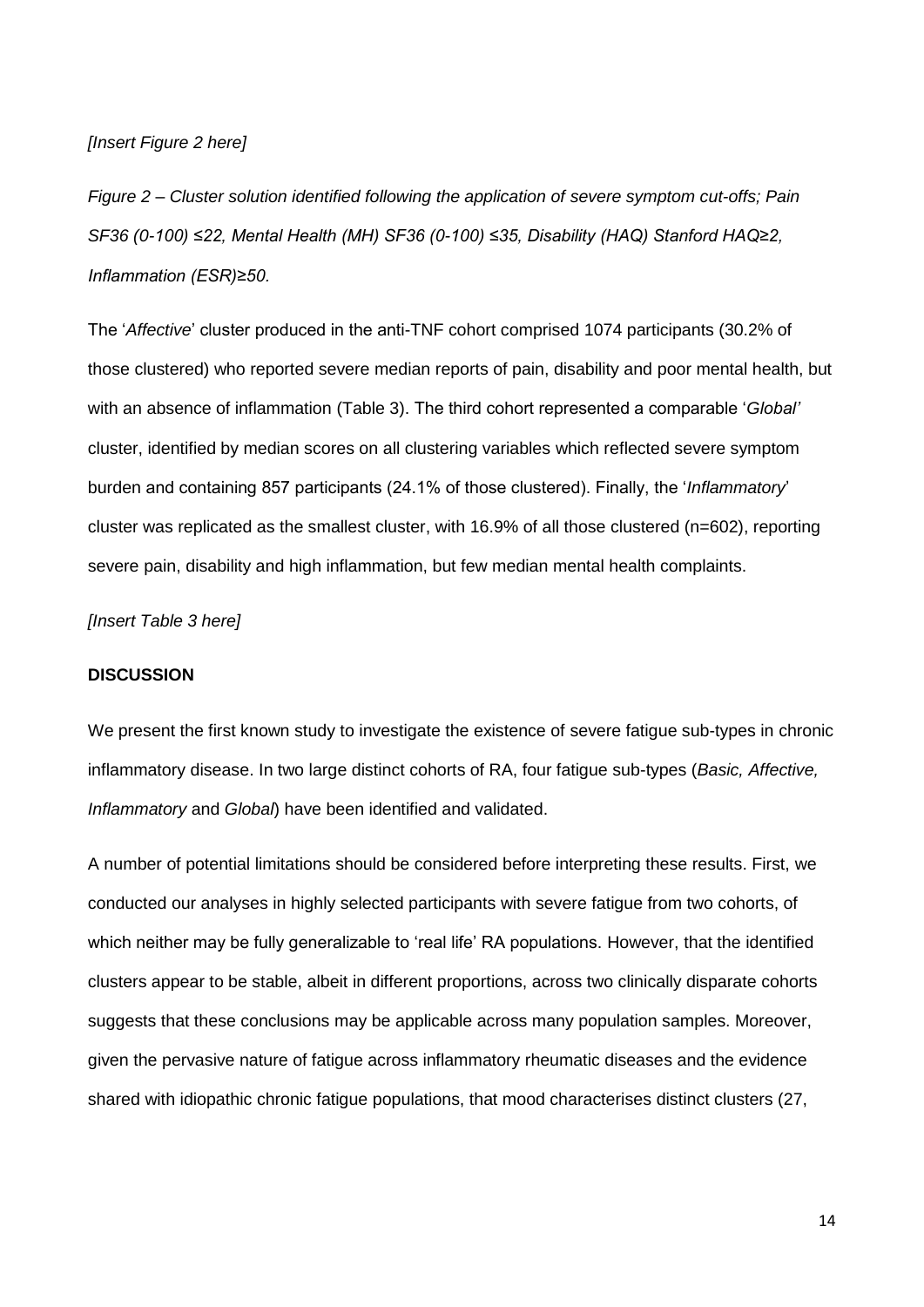*[Insert Figure 2 here]*

*Figure 2 – Cluster solution identified following the application of severe symptom cut-offs; Pain SF36 (0-100) ≤22, Mental Health (MH) SF36 (0-100) ≤35, Disability (HAQ) Stanford HAQ≥2, Inflammation (ESR)≥50.*

The '*Affective*' cluster produced in the anti-TNF cohort comprised 1074 participants (30.2% of those clustered) who reported severe median reports of pain, disability and poor mental health, but with an absence of inflammation (Table 3). The third cohort represented a comparable '*Global'* cluster, identified by median scores on all clustering variables which reflected severe symptom burden and containing 857 participants (24.1% of those clustered). Finally, the '*Inflammatory*' cluster was replicated as the smallest cluster, with 16.9% of all those clustered (n=602), reporting severe pain, disability and high inflammation, but few median mental health complaints.

*[Insert Table 3 here]*

## DISCUSSION

We present the first known study to investigate the existence of severe fatigue sub-types in chronic inflammatory disease. In two large distinct cohorts of RA, four fatigue sub-types (*Basic, Affective, Inflammatory* and *Global*) have been identified and validated.

A number of potential limitations should be considered before interpreting these results. First, we conducted our analyses in highly selected participants with severe fatigue from two cohorts, of which neither may be fully generalizable to 'real life' RA populations. However, that the identified clusters appear to be stable, albeit in different proportions, across two clinically disparate cohorts suggests that these conclusions may be applicable across many population samples. Moreover, given the pervasive nature of fatigue across inflammatory rheumatic diseases and the evidence shared with idiopathic chronic fatigue populations, that mood characterises distinct clusters (27,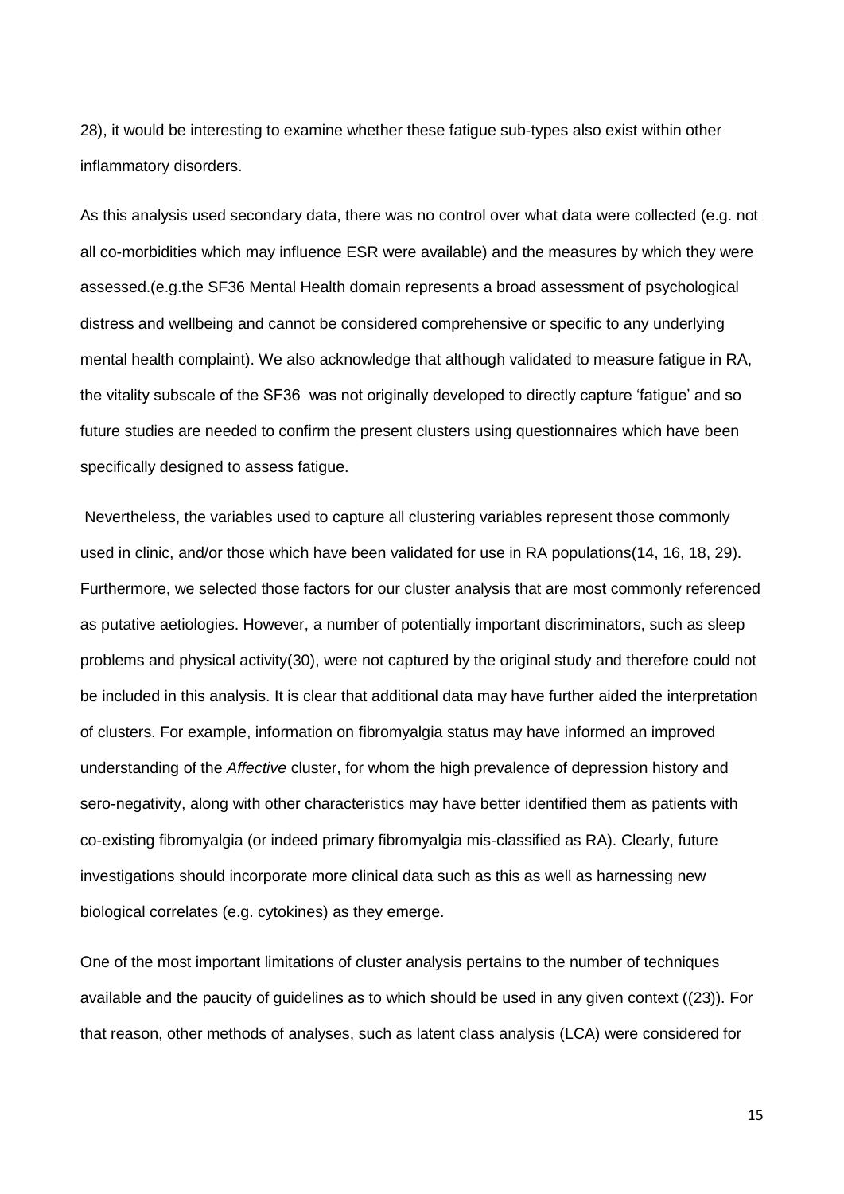28), it would be interesting to examine whether these fatigue sub-types also exist within other inflammatory disorders.

As this analysis used secondary data, there was no control over what data were collected (e.g. not all co-morbidities which may influence ESR were available) and the measures by which they were assessed.(e.g.the SF36 Mental Health domain represents a broad assessment of psychological distress and wellbeing and cannot be considered comprehensive or specific to any underlying mental health complaint). We also acknowledge that although validated to measure fatigue in RA, the vitality subscale of the SF36 was not originally developed to directly capture 'fatigue' and so future studies are needed to confirm the present clusters using questionnaires which have been specifically designed to assess fatigue.

Nevertheless, the variables used to capture all clustering variables represent those commonly used in clinic, and/or those which have been validated for use in RA populations(14, 16, 18, 29). Furthermore, we selected those factors for our cluster analysis that are most commonly referenced as putative aetiologies. However, a number of potentially important discriminators, such as sleep problems and physical activity(30), were not captured by the original study and therefore could not be included in this analysis. It is clear that additional data may have further aided the interpretation of clusters. For example, information on fibromyalgia status may have informed an improved understanding of the *Affective* cluster, for whom the high prevalence of depression history and sero-negativity, along with other characteristics may have better identified them as patients with co-existing fibromyalgia (or indeed primary fibromyalgia mis-classified as RA). Clearly, future investigations should incorporate more clinical data such as this as well as harnessing new biological correlates (e.g. cytokines) as they emerge.

One of the most important limitations of cluster analysis pertains to the number of techniques available and the paucity of guidelines as to which should be used in any given context ((23)). For that reason, other methods of analyses, such as latent class analysis (LCA) were considered for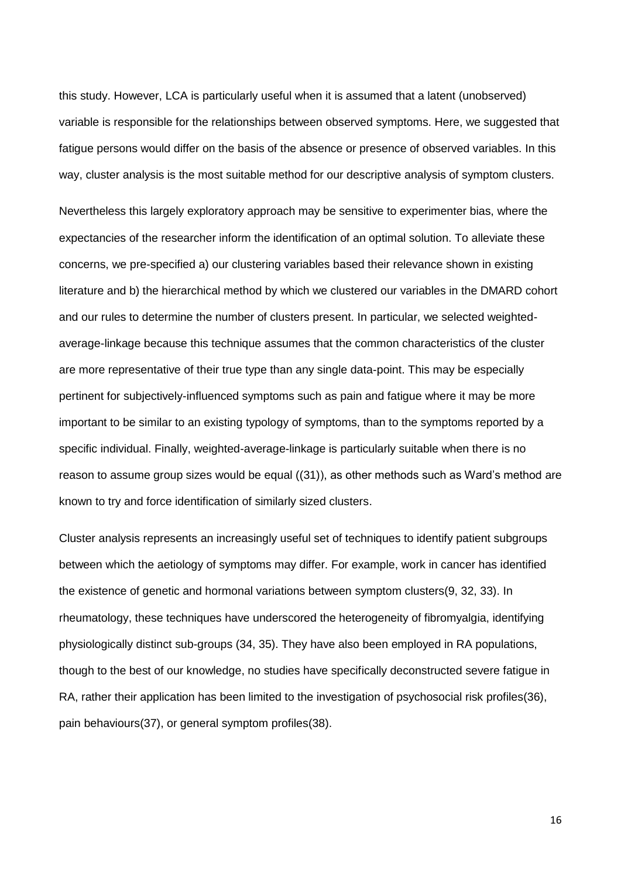this study. However, LCA is particularly useful when it is assumed that a latent (unobserved) variable is responsible for the relationships between observed symptoms. Here, we suggested that fatigue persons would differ on the basis of the absence or presence of observed variables. In this way, cluster analysis is the most suitable method for our descriptive analysis of symptom clusters.

Nevertheless this largely exploratory approach may be sensitive to experimenter bias, where the expectancies of the researcher inform the identification of an optimal solution. To alleviate these concerns, we pre-specified a) our clustering variables based their relevance shown in existing literature and b) the hierarchical method by which we clustered our variables in the DMARD cohort and our rules to determine the number of clusters present. In particular, we selected weighted-average-linkage because this technique assumes that the common characteristics of the cluster are more representative of their true type than any single data-point. This may be especially pertinent for subjectively-influenced symptoms such as pain and fatigue where it may be more important to be similar to an existing typology of symptoms, than to the symptoms reported by a specific individual. Finally, weighted-average-linkage is particularly suitable when there is no reason to assume group sizes would be equal ((31)), as other methods such as Ward's method are known to try and force identification of similarly sized clusters.

Cluster analysis represents an increasingly useful set of techniques to identify patient subgroups between which the aetiology of symptoms may differ. For example, work in cancer has identified the existence of genetic and hormonal variations between symptom clusters(9, 32, 33). In rheumatology, these techniques have underscored the heterogeneity of fibromyalgia, identifying physiologically distinct sub-groups (34, 35). They have also been employed in RA populations, though to the best of our knowledge, no studies have specifically deconstructed severe fatigue in RA, rather their application has been limited to the investigation of psychosocial risk profiles(36), pain behaviours(37), or general symptom profiles(38).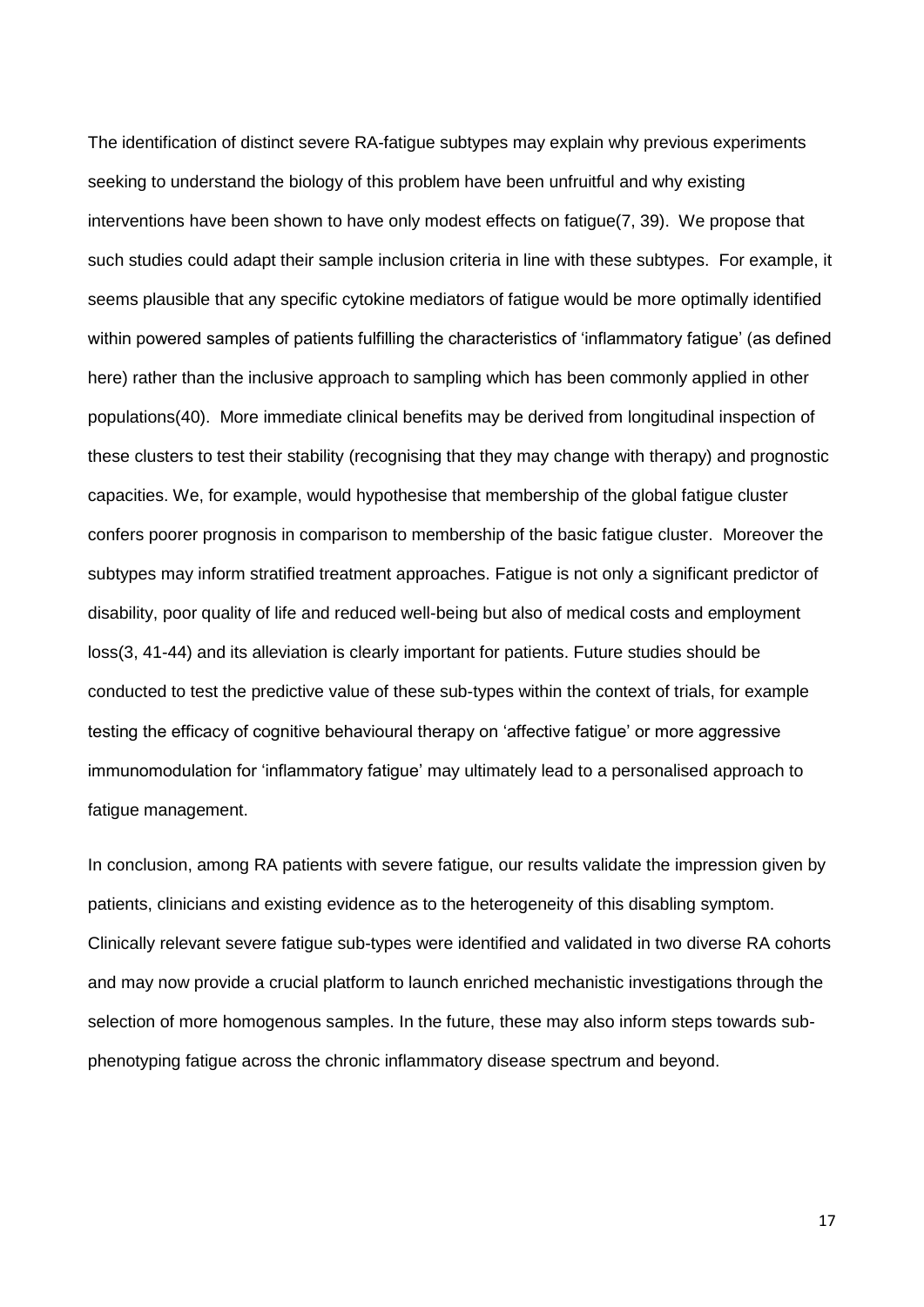The identification of distinct severe RA-fatigue subtypes may explain why previous experiments seeking to understand the biology of this problem have been unfruitful and why existing interventions have been shown to have only modest effects on fatigue(7, 39). We propose that such studies could adapt their sample inclusion criteria in line with these subtypes. For example, it seems plausible that any specific cytokine mediators of fatigue would be more optimally identified within powered samples of patients fulfilling the characteristics of 'inflammatory fatigue' (as defined here) rather than the inclusive approach to sampling which has been commonly applied in other populations(40). More immediate clinical benefits may be derived from longitudinal inspection of these clusters to test their stability (recognising that they may change with therapy) and prognostic capacities. We, for example, would hypothesise that membership of the global fatigue cluster confers poorer prognosis in comparison to membership of the basic fatigue cluster. Moreover the subtypes may inform stratified treatment approaches. Fatigue is not only a significant predictor of disability, poor quality of life and reduced well-being but also of medical costs and employment loss(3, 41-44) and its alleviation is clearly important for patients. Future studies should be conducted to test the predictive value of these sub-types within the context of trials, for example testing the efficacy of cognitive behavioural therapy on 'affective fatigue' or more aggressive immunomodulation for 'inflammatory fatigue' may ultimately lead to a personalised approach to fatigue management.

In conclusion, among RA patients with severe fatigue, our results validate the impression given by patients, clinicians and existing evidence as to the heterogeneity of this disabling symptom. Clinically relevant severe fatigue sub-types were identified and validated in two diverse RA cohorts and may now provide a crucial platform to launch enriched mechanistic investigations through the selection of more homogenous samples. In the future, these may also inform steps towards sub-phenotyping fatigue across the chronic inflammatory disease spectrum and beyond.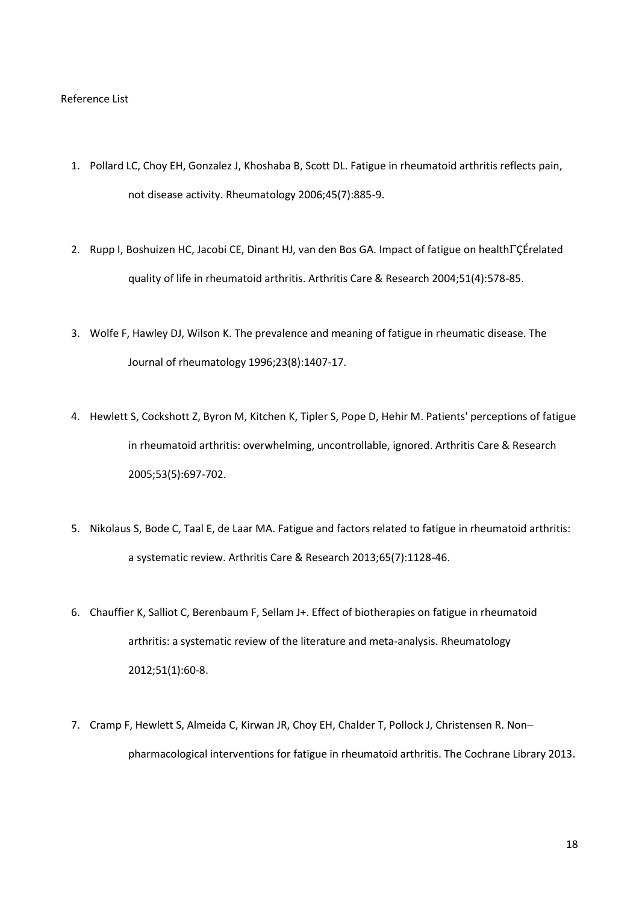Reference List

1. Pollard LC, Choy EH, Gonzalez J, Khoshaba B, Scott DL. Fatigue in rheumatoid arthritis reflects pain, not disease activity. Rheumatology 2006;45(7):885-9.

2. Rupp I, Boshuizen HC, Jacobi CE, Dinant HJ, van den Bos GA. Impact of fatigue on healthΓÇÉrelated quality of life in rheumatoid arthritis. Arthritis Care & Research 2004;51(4):578-85.

3. Wolfe F, Hawley DJ, Wilson K. The prevalence and meaning of fatigue in rheumatic disease. The Journal of rheumatology 1996;23(8):1407-17.

4. Hewlett S, Cockshott Z, Byron M, Kitchen K, Tipler S, Pope D, Hehir M. Patients' perceptions of fatigue in rheumatoid arthritis: overwhelming, uncontrollable, ignored. Arthritis Care & Research 2005;53(5):697-702.

5. Nikolaus S, Bode C, Taal E, de Laar MA. Fatigue and factors related to fatigue in rheumatoid arthritis: a systematic review. Arthritis Care & Research 2013;65(7):1128-46.

6. Chauffier K, Salliot C, Berenbaum F, Sellam J+. Effect of biotherapies on fatigue in rheumatoid arthritis: a systematic review of the literature and meta-analysis. Rheumatology 2012;51(1):60-8.

7. Cramp F, Hewlett S, Almeida C, Kirwan JR, Choy EH, Chalder T, Pollock J, Christensen R. Non–pharmacological interventions for fatigue in rheumatoid arthritis. The Cochrane Library 2013.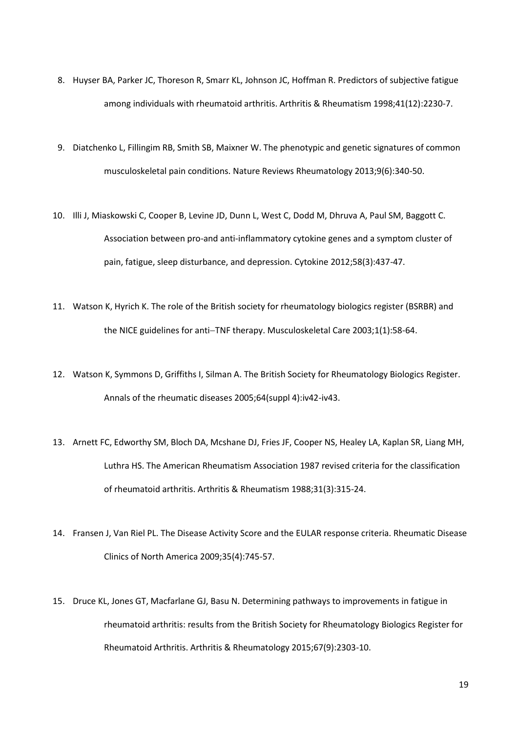8. Huyser BA, Parker JC, Thoreson R, Smarr KL, Johnson JC, Hoffman R. Predictors of subjective fatigue among individuals with rheumatoid arthritis. Arthritis & Rheumatism 1998;41(12):2230-7.

9. Diatchenko L, Fillingim RB, Smith SB, Maixner W. The phenotypic and genetic signatures of common musculoskeletal pain conditions. Nature Reviews Rheumatology 2013;9(6):340-50.

10. Illi J, Miaskowski C, Cooper B, Levine JD, Dunn L, West C, Dodd M, Dhruva A, Paul SM, Baggott C. Association between pro-and anti-inflammatory cytokine genes and a symptom cluster of pain, fatigue, sleep disturbance, and depression. Cytokine 2012;58(3):437-47.

11. Watson K, Hyrich K. The role of the British society for rheumatology biologics register (BSRBR) and the NICE guidelines for anti–TNF therapy. Musculoskeletal Care 2003;1(1):58-64.

12. Watson K, Symmons D, Griffiths I, Silman A. The British Society for Rheumatology Biologics Register. Annals of the rheumatic diseases 2005;64(suppl 4):iv42-iv43.

13. Arnett FC, Edworthy SM, Bloch DA, Mcshane DJ, Fries JF, Cooper NS, Healey LA, Kaplan SR, Liang MH, Luthra HS. The American Rheumatism Association 1987 revised criteria for the classification of rheumatoid arthritis. Arthritis & Rheumatism 1988;31(3):315-24.

14. Fransen J, Van Riel PL. The Disease Activity Score and the EULAR response criteria. Rheumatic Disease Clinics of North America 2009;35(4):745-57.

15. Druce KL, Jones GT, Macfarlane GJ, Basu N. Determining pathways to improvements in fatigue in rheumatoid arthritis: results from the British Society for Rheumatology Biologics Register for Rheumatoid Arthritis. Arthritis & Rheumatology 2015;67(9):2303-10.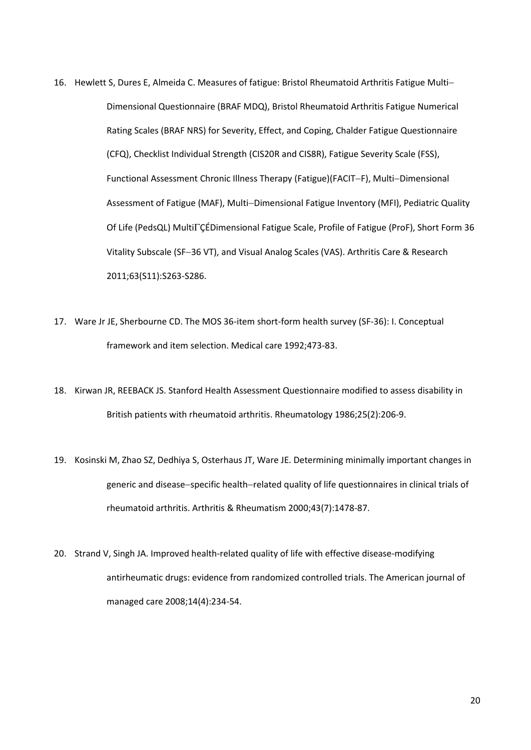16. Hewlett S, Dures E, Almeida C. Measures of fatigue: Bristol Rheumatoid Arthritis Fatigue Multi–Dimensional Questionnaire (BRAF MDQ), Bristol Rheumatoid Arthritis Fatigue Numerical Rating Scales (BRAF NRS) for Severity, Effect, and Coping, Chalder Fatigue Questionnaire (CFQ), Checklist Individual Strength (CIS20R and CIS8R), Fatigue Severity Scale (FSS), Functional Assessment Chronic Illness Therapy (Fatigue)(FACIT–F), Multi–Dimensional Assessment of Fatigue (MAF), Multi–Dimensional Fatigue Inventory (MFI), Pediatric Quality Of Life (PedsQL) MultiΓÇÉDimensional Fatigue Scale, Profile of Fatigue (ProF), Short Form 36 Vitality Subscale (SF–36 VT), and Visual Analog Scales (VAS). Arthritis Care & Research 2011;63(S11):S263-S286.

17. Ware Jr JE, Sherbourne CD. The MOS 36-item short-form health survey (SF-36): I. Conceptual framework and item selection. Medical care 1992;473-83.

18. Kirwan JR, REEBACK JS. Stanford Health Assessment Questionnaire modified to assess disability in British patients with rheumatoid arthritis. Rheumatology 1986;25(2):206-9.

19. Kosinski M, Zhao SZ, Dedhiya S, Osterhaus JT, Ware JE. Determining minimally important changes in generic and disease–specific health–related quality of life questionnaires in clinical trials of rheumatoid arthritis. Arthritis & Rheumatism 2000;43(7):1478-87.

20. Strand V, Singh JA. Improved health-related quality of life with effective disease-modifying antirheumatic drugs: evidence from randomized controlled trials. The American journal of managed care 2008;14(4):234-54.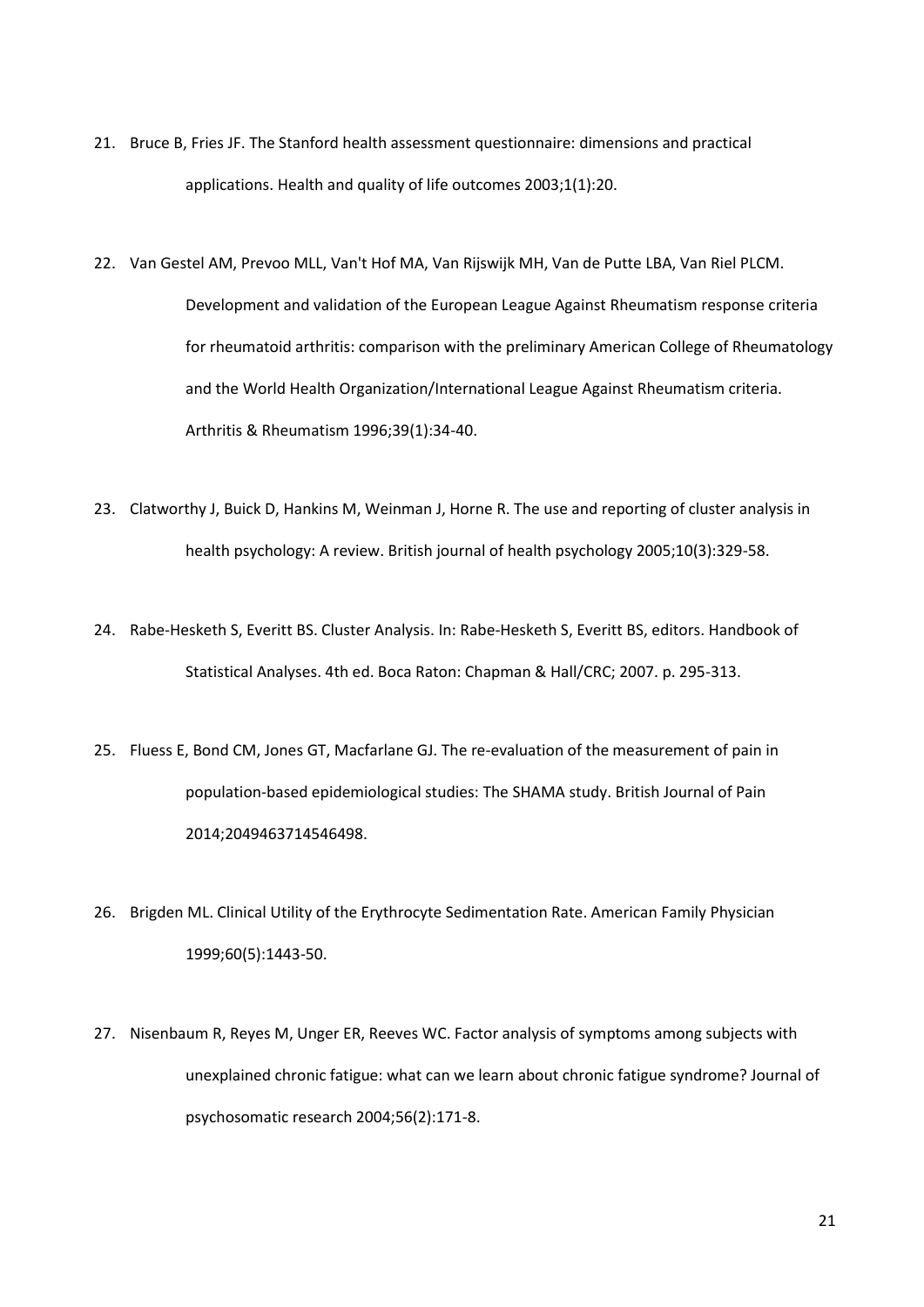21. Bruce B, Fries JF. The Stanford health assessment questionnaire: dimensions and practical applications. Health and quality of life outcomes 2003;1(1):20.

22. Van Gestel AM, Prevoo MLL, Van't Hof MA, Van Rijswijk MH, Van de Putte LBA, Van Riel PLCM. Development and validation of the European League Against Rheumatism response criteria for rheumatoid arthritis: comparison with the preliminary American College of Rheumatology and the World Health Organization/International League Against Rheumatism criteria. Arthritis & Rheumatism 1996;39(1):34-40.

23. Clatworthy J, Buick D, Hankins M, Weinman J, Horne R. The use and reporting of cluster analysis in health psychology: A review. British journal of health psychology 2005;10(3):329-58.

24. Rabe-Hesketh S, Everitt BS. Cluster Analysis. In: Rabe-Hesketh S, Everitt BS, editors. Handbook of Statistical Analyses. 4th ed. Boca Raton: Chapman & Hall/CRC; 2007. p. 295-313.

25. Fluess E, Bond CM, Jones GT, Macfarlane GJ. The re-evaluation of the measurement of pain in population-based epidemiological studies: The SHAMA study. British Journal of Pain 2014;2049463714546498.

26. Brigden ML. Clinical Utility of the Erythrocyte Sedimentation Rate. American Family Physician 1999;60(5):1443-50.

27. Nisenbaum R, Reyes M, Unger ER, Reeves WC. Factor analysis of symptoms among subjects with unexplained chronic fatigue: what can we learn about chronic fatigue syndrome? Journal of psychosomatic research 2004;56(2):171-8.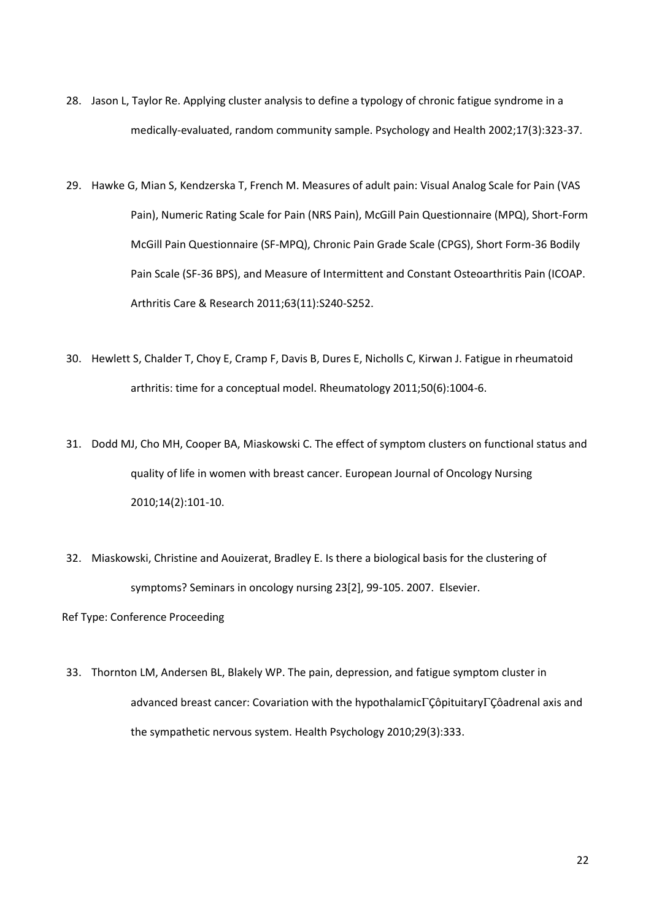28. Jason L, Taylor Re. Applying cluster analysis to define a typology of chronic fatigue syndrome in a medically-evaluated, random community sample. Psychology and Health 2002;17(3):323-37.

29. Hawke G, Mian S, Kendzerska T, French M. Measures of adult pain: Visual Analog Scale for Pain (VAS Pain), Numeric Rating Scale for Pain (NRS Pain), McGill Pain Questionnaire (MPQ), Short-Form McGill Pain Questionnaire (SF-MPQ), Chronic Pain Grade Scale (CPGS), Short Form-36 Bodily Pain Scale (SF-36 BPS), and Measure of Intermittent and Constant Osteoarthritis Pain (ICOAP. Arthritis Care & Research 2011;63(11):S240-S252.

30. Hewlett S, Chalder T, Choy E, Cramp F, Davis B, Dures E, Nicholls C, Kirwan J. Fatigue in rheumatoid arthritis: time for a conceptual model. Rheumatology 2011;50(6):1004-6.

31. Dodd MJ, Cho MH, Cooper BA, Miaskowski C. The effect of symptom clusters on functional status and quality of life in women with breast cancer. European Journal of Oncology Nursing 2010;14(2):101-10.

32. Miaskowski, Christine and Aouizerat, Bradley E. Is there a biological basis for the clustering of symptoms? Seminars in oncology nursing 23[2], 99-105. 2007. Elsevier.

Ref Type: Conference Proceeding

33. Thornton LM, Andersen BL, Blakely WP. The pain, depression, and fatigue symptom cluster in advanced breast cancer: Covariation with the hypothalamicΓÇôpituitaryΓÇôadrenal axis and the sympathetic nervous system. Health Psychology 2010;29(3):333.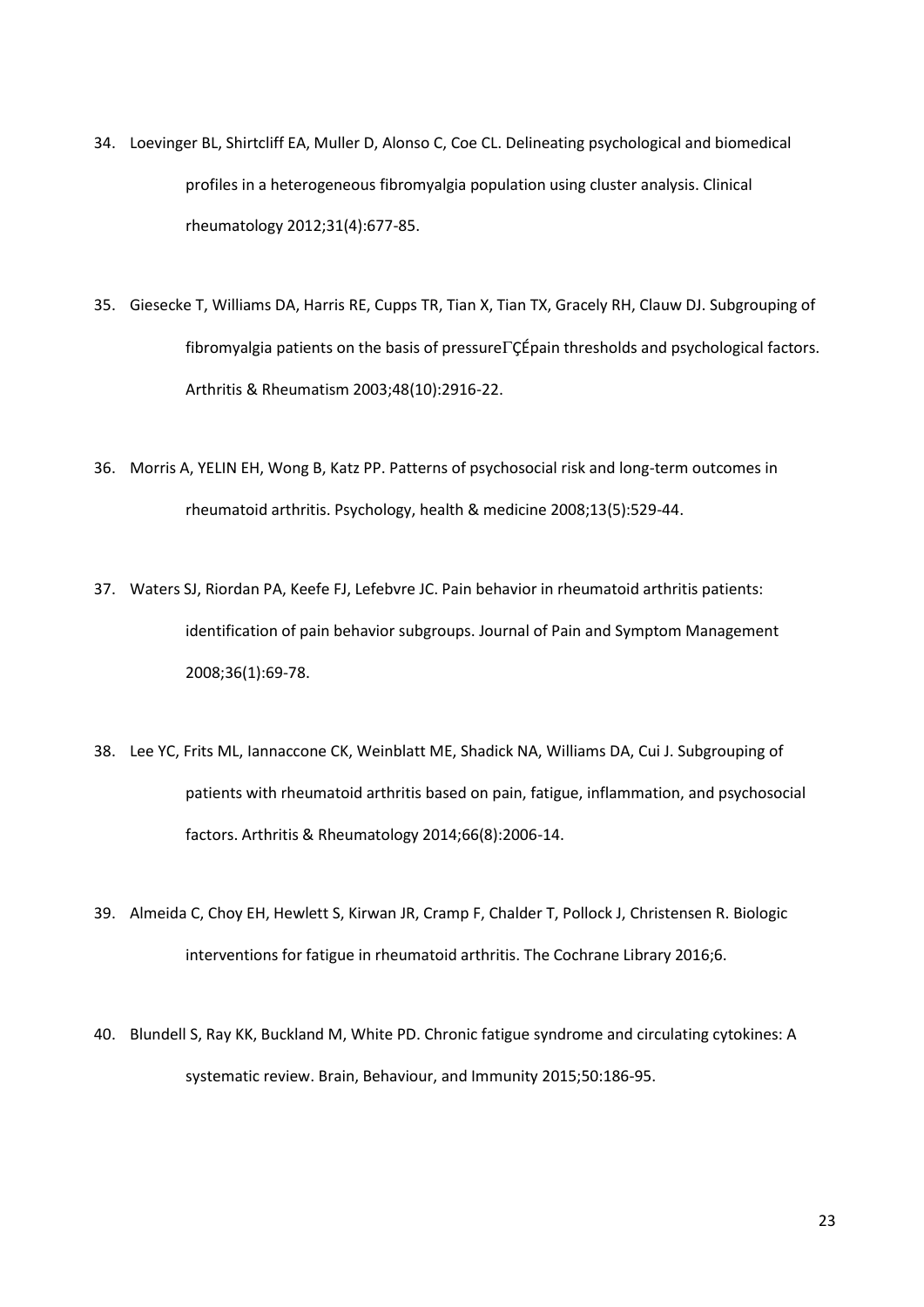34. Loevinger BL, Shirtcliff EA, Muller D, Alonso C, Coe CL. Delineating psychological and biomedical profiles in a heterogeneous fibromyalgia population using cluster analysis. Clinical rheumatology 2012;31(4):677-85.

35. Giesecke T, Williams DA, Harris RE, Cupps TR, Tian X, Tian TX, Gracely RH, Clauw DJ. Subgrouping of fibromyalgia patients on the basis of pressureΓÇÉpain thresholds and psychological factors. Arthritis & Rheumatism 2003;48(10):2916-22.

36. Morris A, YELIN EH, Wong B, Katz PP. Patterns of psychosocial risk and long-term outcomes in rheumatoid arthritis. Psychology, health & medicine 2008;13(5):529-44.

37. Waters SJ, Riordan PA, Keefe FJ, Lefebvre JC. Pain behavior in rheumatoid arthritis patients: identification of pain behavior subgroups. Journal of Pain and Symptom Management 2008;36(1):69-78.

38. Lee YC, Frits ML, Iannaccone CK, Weinblatt ME, Shadick NA, Williams DA, Cui J. Subgrouping of patients with rheumatoid arthritis based on pain, fatigue, inflammation, and psychosocial factors. Arthritis & Rheumatology 2014;66(8):2006-14.

39. Almeida C, Choy EH, Hewlett S, Kirwan JR, Cramp F, Chalder T, Pollock J, Christensen R. Biologic interventions for fatigue in rheumatoid arthritis. The Cochrane Library 2016;6.

40. Blundell S, Ray KK, Buckland M, White PD. Chronic fatigue syndrome and circulating cytokines: A systematic review. Brain, Behaviour, and Immunity 2015;50:186-95.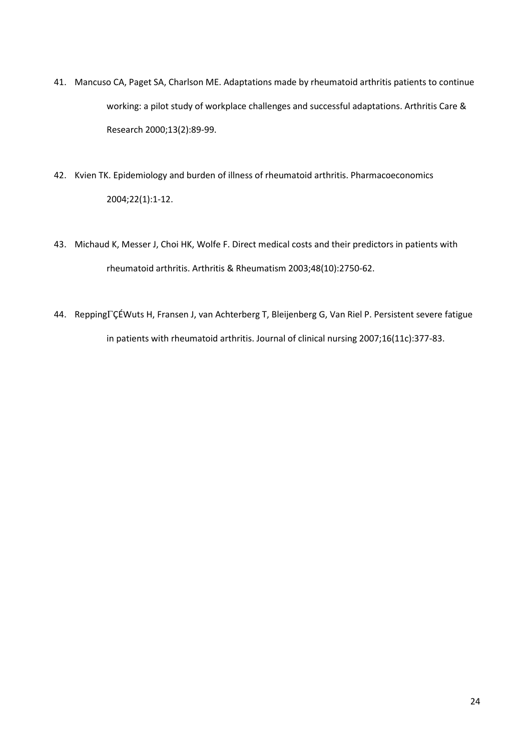41. Mancuso CA, Paget SA, Charlson ME. Adaptations made by rheumatoid arthritis patients to continue working: a pilot study of workplace challenges and successful adaptations. Arthritis Care & Research 2000;13(2):89-99.

42. Kvien TK. Epidemiology and burden of illness of rheumatoid arthritis. Pharmacoeconomics 2004;22(1):1-12.

43. Michaud K, Messer J, Choi HK, Wolfe F. Direct medical costs and their predictors in patients with rheumatoid arthritis. Arthritis & Rheumatism 2003;48(10):2750-62.

44. ReppingΓÇÉWuts H, Fransen J, van Achterberg T, Bleijenberg G, Van Riel P. Persistent severe fatigue in patients with rheumatoid arthritis. Journal of clinical nursing 2007;16(11c):377-83.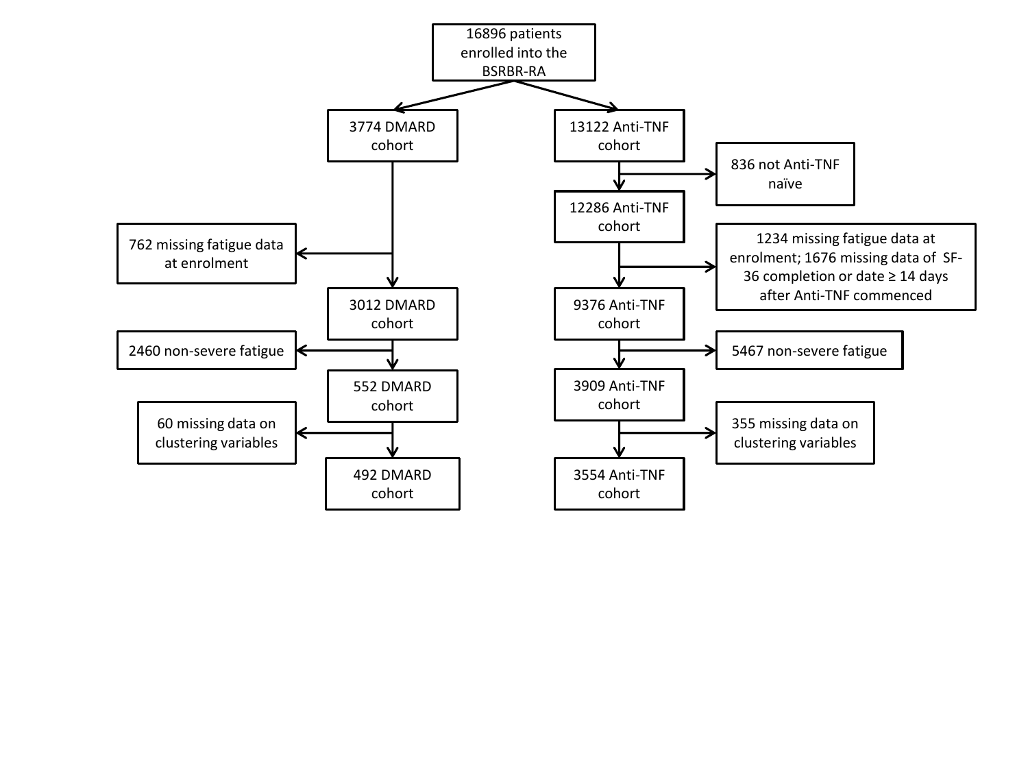16896 patients enrolled into the BSRBR-RA

**DMARD cohort:**

- 3774 DMARD cohort
  - 762 missing fatigue data at enrolment
- 3012 DMARD cohort
  - 2460 non-severe fatigue
- 552 DMARD cohort
  - 60 missing data on clustering variables
- 492 DMARD cohort

**Anti-TNF cohort:**

- 13122 Anti-TNF cohort
  - 836 not Anti-TNF naïve
- 12286 Anti-TNF cohort
  - 1234 missing fatigue data at enrolment; 1676 missing data of SF-36 completion or date ≥ 14 days after Anti-TNF commenced
- 9376 Anti-TNF cohort
  - 5467 non-severe fatigue
- 3909 Anti-TNF cohort
  - 355 missing data on clustering variables
- 3554 Anti-TNF cohort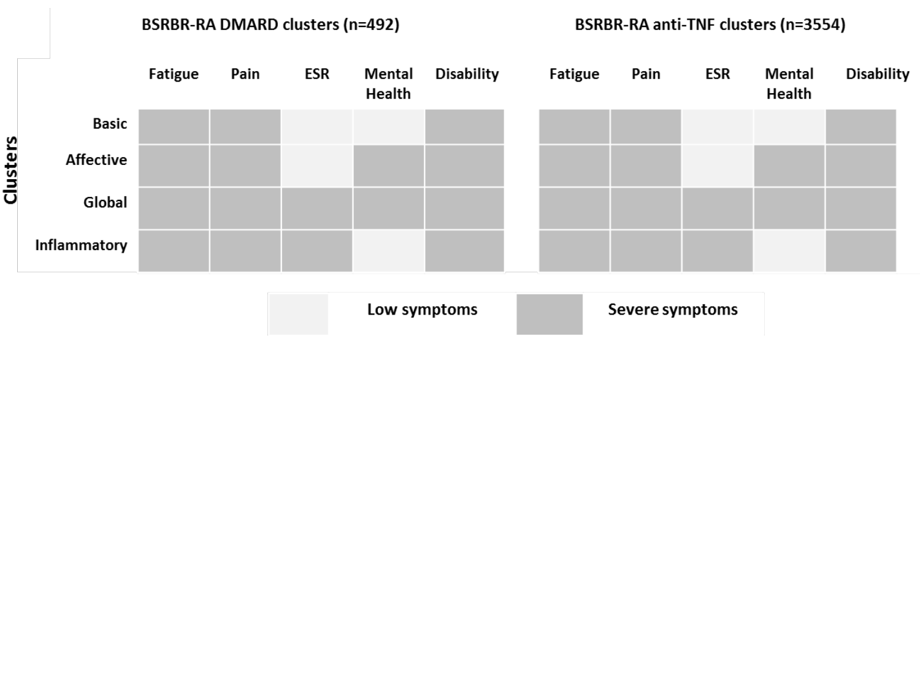BSRBR-RA DMARD clusters (n=492)

BSRBR-RA anti-TNF clusters (n=3554)

Clusters

Fatigue

Pain

ESR

Mental Health

Disability

Basic

Affective

Global

Inflammatory

Low symptoms

Severe symptoms